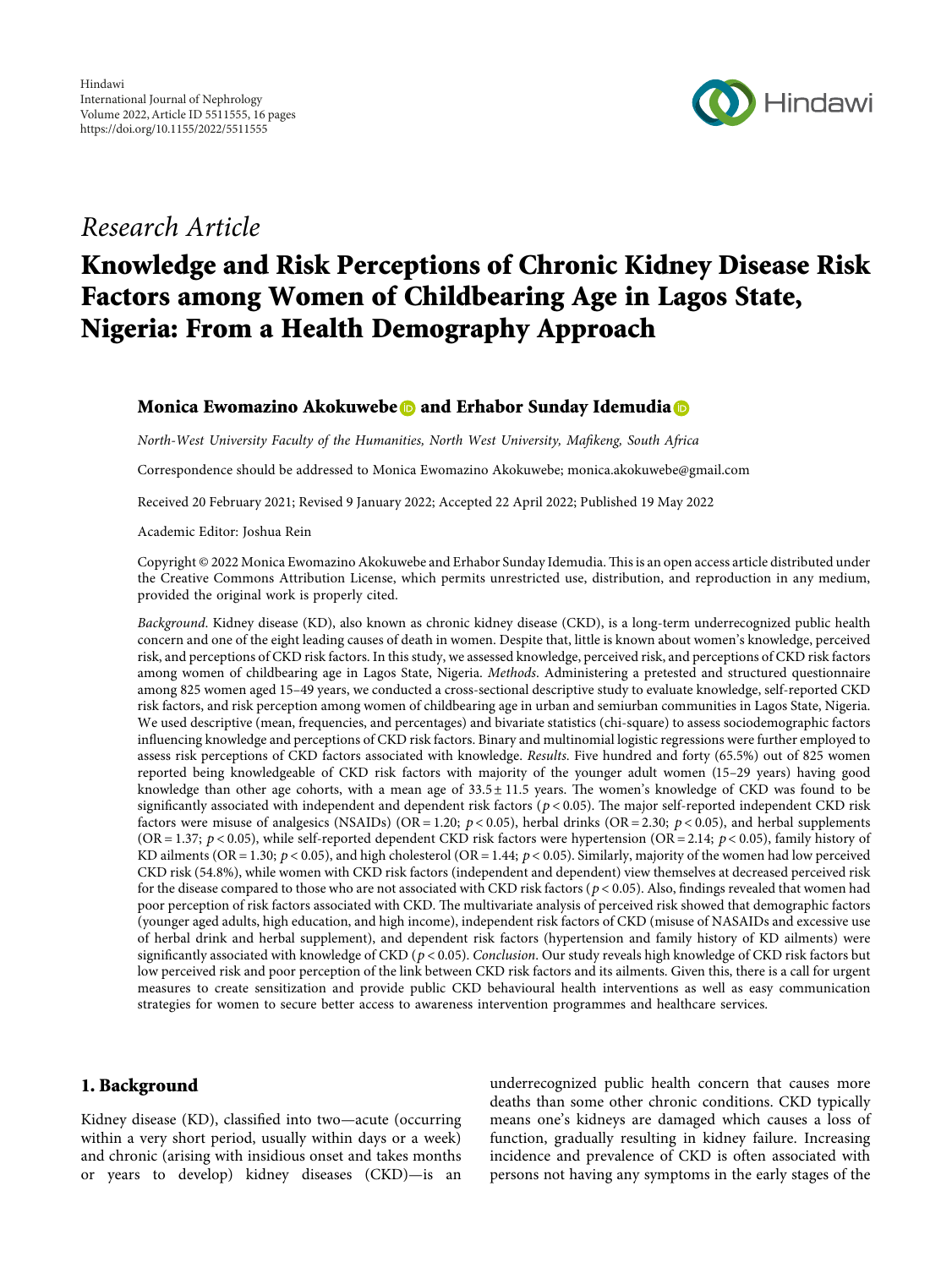Hindawi
International Journal of Nephrology
Volume 2022, Article ID 5511555, 16 pages
https://doi.org/10.1155/2022/5511555

*Research Article*

# Knowledge and Risk Perceptions of Chronic Kidney Disease Risk Factors among Women of Childbearing Age in Lagos State, Nigeria: From a Health Demography Approach

**Monica Ewomazino Akokuwebe and Erhabor Sunday Idemudia**

*North-West University Faculty of the Humanities, North West University, Mafikeng, South Africa*

Correspondence should be addressed to Monica Ewomazino Akokuwebe; monica.akokuwebe@gmail.com

Received 20 February 2021; Revised 9 January 2022; Accepted 22 April 2022; Published 19 May 2022

Academic Editor: Joshua Rein

Copyright © 2022 Monica Ewomazino Akokuwebe and Erhabor Sunday Idemudia. This is an open access article distributed under the Creative Commons Attribution License, which permits unrestricted use, distribution, and reproduction in any medium, provided the original work is properly cited.

*Background*. Kidney disease (KD), also known as chronic kidney disease (CKD), is a long-term underrecognized public health concern and one of the eight leading causes of death in women. Despite that, little is known about women's knowledge, perceived risk, and perceptions of CKD risk factors. In this study, we assessed knowledge, perceived risk, and perceptions of CKD risk factors among women of childbearing age in Lagos State, Nigeria. *Methods*. Administering a pretested and structured questionnaire among 825 women aged 15–49 years, we conducted a cross-sectional descriptive study to evaluate knowledge, self-reported CKD risk factors, and risk perception among women of childbearing age in urban and semiurban communities in Lagos State, Nigeria. We used descriptive (mean, frequencies, and percentages) and bivariate statistics (chi-square) to assess sociodemographic factors influencing knowledge and perceptions of CKD risk factors. Binary and multinomial logistic regressions were further employed to assess risk perceptions of CKD factors associated with knowledge. *Results*. Five hundred and forty (65.5%) out of 825 women reported being knowledgeable of CKD risk factors with majority of the younger adult women (15–29 years) having good knowledge than other age cohorts, with a mean age of $33.5 \pm 11.5$ years. The women's knowledge of CKD was found to be significantly associated with independent and dependent risk factors ($p < 0.05$). The major self-reported independent CKD risk factors were misuse of analgesics (NSAIDs) (OR = 1.20; $p < 0.05$), herbal drinks (OR = 2.30; $p < 0.05$), and herbal supplements (OR = 1.37; $p < 0.05$), while self-reported dependent CKD risk factors were hypertension (OR = 2.14; $p < 0.05$), family history of KD ailments (OR = 1.30; $p < 0.05$), and high cholesterol (OR = 1.44; $p < 0.05$). Similarly, majority of the women had low perceived CKD risk (54.8%), while women with CKD risk factors (independent and dependent) view themselves at decreased perceived risk for the disease compared to those who are not associated with CKD risk factors ($p < 0.05$). Also, findings revealed that women had poor perception of risk factors associated with CKD. The multivariate analysis of perceived risk showed that demographic factors (younger aged adults, high education, and high income), independent risk factors of CKD (misuse of NASAIDs and excessive use of herbal drink and herbal supplement), and dependent risk factors (hypertension and family history of KD ailments) were significantly associated with knowledge of CKD ($p < 0.05$). *Conclusion*. Our study reveals high knowledge of CKD risk factors but low perceived risk and poor perception of the link between CKD risk factors and its ailments. Given this, there is a call for urgent measures to create sensitization and provide public CKD behavioural health interventions as well as easy communication strategies for women to secure better access to awareness intervention programmes and healthcare services.

## 1. Background

Kidney disease (KD), classified into two—acute (occurring within a very short period, usually within days or a week) and chronic (arising with insidious onset and takes months or years to develop) kidney diseases (CKD)—is an underrecognized public health concern that causes more deaths than some other chronic conditions. CKD typically means one's kidneys are damaged which causes a loss of function, gradually resulting in kidney failure. Increasing incidence and prevalence of CKD is often associated with persons not having any symptoms in the early stages of the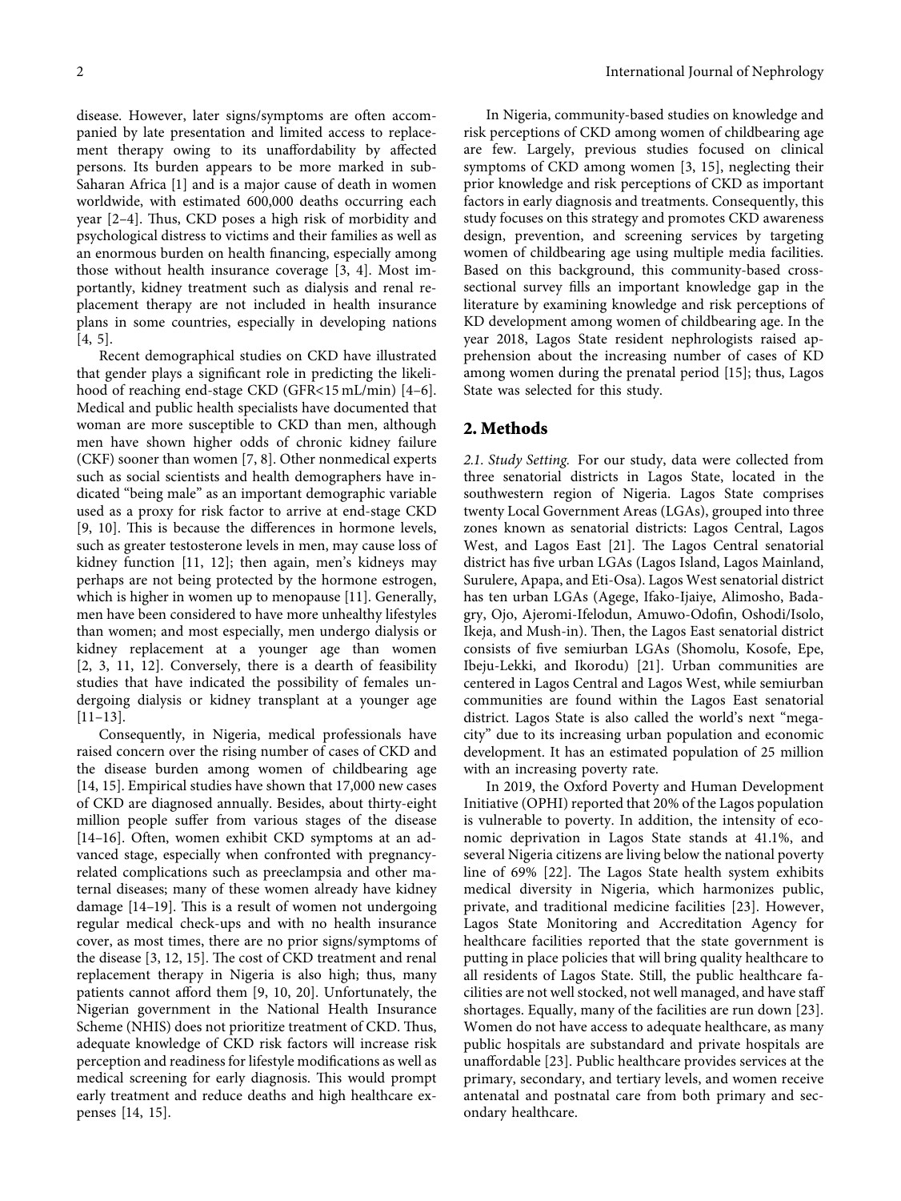disease. However, later signs/symptoms are often accompanied by late presentation and limited access to replacement therapy owing to its unaffordability by affected persons. Its burden appears to be more marked in sub-Saharan Africa [1] and is a major cause of death in women worldwide, with estimated 600,000 deaths occurring each year [2–4]. Thus, CKD poses a high risk of morbidity and psychological distress to victims and their families as well as an enormous burden on health financing, especially among those without health insurance coverage [3, 4]. Most importantly, kidney treatment such as dialysis and renal replacement therapy are not included in health insurance plans in some countries, especially in developing nations [4, 5].

Recent demographical studies on CKD have illustrated that gender plays a significant role in predicting the likelihood of reaching end-stage CKD (GFR<15 mL/min) [4–6]. Medical and public health specialists have documented that woman are more susceptible to CKD than men, although men have shown higher odds of chronic kidney failure (CKF) sooner than women [7, 8]. Other nonmedical experts such as social scientists and health demographers have indicated "being male" as an important demographic variable used as a proxy for risk factor to arrive at end-stage CKD [9, 10]. This is because the differences in hormone levels, such as greater testosterone levels in men, may cause loss of kidney function [11, 12]; then again, men's kidneys may perhaps are not being protected by the hormone estrogen, which is higher in women up to menopause [11]. Generally, men have been considered to have more unhealthy lifestyles than women; and most especially, men undergo dialysis or kidney replacement at a younger age than women [2, 3, 11, 12]. Conversely, there is a dearth of feasibility studies that have indicated the possibility of females undergoing dialysis or kidney transplant at a younger age [11–13].

Consequently, in Nigeria, medical professionals have raised concern over the rising number of cases of CKD and the disease burden among women of childbearing age [14, 15]. Empirical studies have shown that 17,000 new cases of CKD are diagnosed annually. Besides, about thirty-eight million people suffer from various stages of the disease [14–16]. Often, women exhibit CKD symptoms at an advanced stage, especially when confronted with pregnancy-related complications such as preeclampsia and other maternal diseases; many of these women already have kidney damage [14–19]. This is a result of women not undergoing regular medical check-ups and with no health insurance cover, as most times, there are no prior signs/symptoms of the disease [3, 12, 15]. The cost of CKD treatment and renal replacement therapy in Nigeria is also high; thus, many patients cannot afford them [9, 10, 20]. Unfortunately, the Nigerian government in the National Health Insurance Scheme (NHIS) does not prioritize treatment of CKD. Thus, adequate knowledge of CKD risk factors will increase risk perception and readiness for lifestyle modifications as well as medical screening for early diagnosis. This would prompt early treatment and reduce deaths and high healthcare expenses [14, 15].

In Nigeria, community-based studies on knowledge and risk perceptions of CKD among women of childbearing age are few. Largely, previous studies focused on clinical symptoms of CKD among women [3, 15], neglecting their prior knowledge and risk perceptions of CKD as important factors in early diagnosis and treatments. Consequently, this study focuses on this strategy and promotes CKD awareness design, prevention, and screening services by targeting women of childbearing age using multiple media facilities. Based on this background, this community-based cross-sectional survey fills an important knowledge gap in the literature by examining knowledge and risk perceptions of KD development among women of childbearing age. In the year 2018, Lagos State resident nephrologists raised apprehension about the increasing number of cases of KD among women during the prenatal period [15]; thus, Lagos State was selected for this study.

## 2. Methods

*2.1. Study Setting.* For our study, data were collected from three senatorial districts in Lagos State, located in the southwestern region of Nigeria. Lagos State comprises twenty Local Government Areas (LGAs), grouped into three zones known as senatorial districts: Lagos Central, Lagos West, and Lagos East [21]. The Lagos Central senatorial district has five urban LGAs (Lagos Island, Lagos Mainland, Surulere, Apapa, and Eti-Osa). Lagos West senatorial district has ten urban LGAs (Agege, Ifako-Ijaiye, Alimosho, Badagry, Ojo, Ajeromi-Ifelodun, Amuwo-Odofin, Oshodi/Isolo, Ikeja, and Mush-in). Then, the Lagos East senatorial district consists of five semiurban LGAs (Shomolu, Kosofe, Epe, Ibeju-Lekki, and Ikorodu) [21]. Urban communities are centered in Lagos Central and Lagos West, while semiurban communities are found within the Lagos East senatorial district. Lagos State is also called the world's next "megacity" due to its increasing urban population and economic development. It has an estimated population of 25 million with an increasing poverty rate.

In 2019, the Oxford Poverty and Human Development Initiative (OPHI) reported that 20% of the Lagos population is vulnerable to poverty. In addition, the intensity of economic deprivation in Lagos State stands at 41.1%, and several Nigeria citizens are living below the national poverty line of 69% [22]. The Lagos State health system exhibits medical diversity in Nigeria, which harmonizes public, private, and traditional medicine facilities [23]. However, Lagos State Monitoring and Accreditation Agency for healthcare facilities reported that the state government is putting in place policies that will bring quality healthcare to all residents of Lagos State. Still, the public healthcare facilities are not well stocked, not well managed, and have staff shortages. Equally, many of the facilities are run down [23]. Women do not have access to adequate healthcare, as many public hospitals are substandard and private hospitals are unaffordable [23]. Public healthcare provides services at the primary, secondary, and tertiary levels, and women receive antenatal and postnatal care from both primary and secondary healthcare.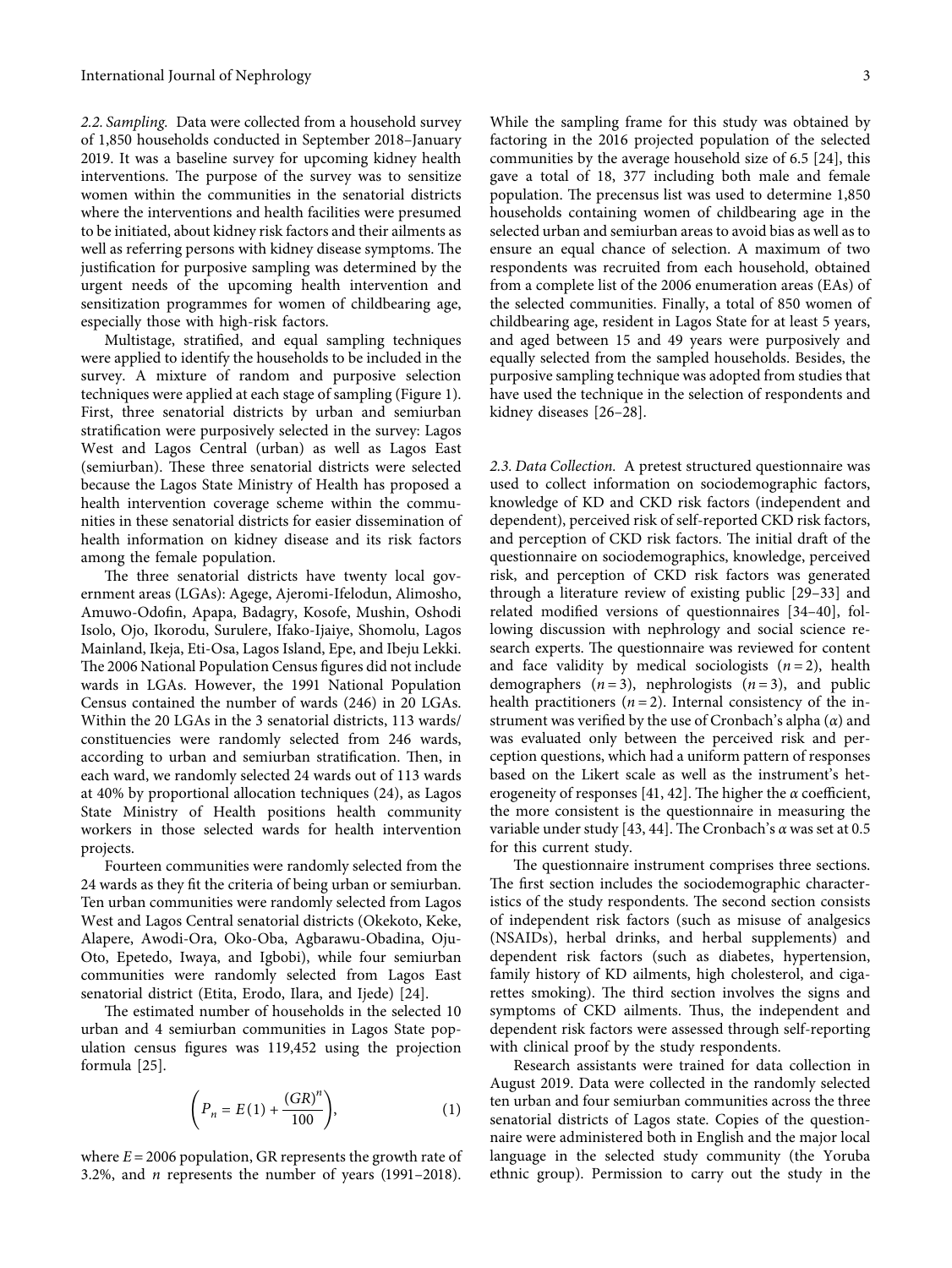*2.2. Sampling.* Data were collected from a household survey of 1,850 households conducted in September 2018–January 2019. It was a baseline survey for upcoming kidney health interventions. The purpose of the survey was to sensitize women within the communities in the senatorial districts where the interventions and health facilities were presumed to be initiated, about kidney risk factors and their ailments as well as referring persons with kidney disease symptoms. The justification for purposive sampling was determined by the urgent needs of the upcoming health intervention and sensitization programmes for women of childbearing age, especially those with high-risk factors.

Multistage, stratified, and equal sampling techniques were applied to identify the households to be included in the survey. A mixture of random and purposive selection techniques were applied at each stage of sampling (Figure 1). First, three senatorial districts by urban and semiurban stratification were purposively selected in the survey: Lagos West and Lagos Central (urban) as well as Lagos East (semiurban). These three senatorial districts were selected because the Lagos State Ministry of Health has proposed a health intervention coverage scheme within the communities in these senatorial districts for easier dissemination of health information on kidney disease and its risk factors among the female population.

The three senatorial districts have twenty local government areas (LGAs): Agege, Ajeromi-Ifelodun, Alimosho, Amuwo-Odofin, Apapa, Badagry, Kosofe, Mushin, Oshodi Isolo, Ojo, Ikorodu, Surulere, Ifako-Ijaiye, Shomolu, Lagos Mainland, Ikeja, Eti-Osa, Lagos Island, Epe, and Ibeju Lekki. The 2006 National Population Census figures did not include wards in LGAs. However, the 1991 National Population Census contained the number of wards (246) in 20 LGAs. Within the 20 LGAs in the 3 senatorial districts, 113 wards/constituencies were randomly selected from 246 wards, according to urban and semiurban stratification. Then, in each ward, we randomly selected 24 wards out of 113 wards at 40% by proportional allocation techniques (24), as Lagos State Ministry of Health positions health community workers in those selected wards for health intervention projects.

Fourteen communities were randomly selected from the 24 wards as they fit the criteria of being urban or semiurban. Ten urban communities were randomly selected from Lagos West and Lagos Central senatorial districts (Okekoto, Keke, Alapere, Awodi-Ora, Oko-Oba, Agbarawu-Obadina, Oju-Oto, Epetedo, Iwaya, and Igbobi), while four semiurban communities were randomly selected from Lagos East senatorial district (Etita, Erodo, Ilara, and Ijede) [24].

The estimated number of households in the selected 10 urban and 4 semiurban communities in Lagos State population census figures was 119,452 using the projection formula [25].

$$\left(P_n = E(1) + \frac{(GR)^n}{100}\right), \tag{1}$$

where $E = 2006$ population, GR represents the growth rate of 3.2%, and $n$ represents the number of years (1991–2018). While the sampling frame for this study was obtained by factoring in the 2016 projected population of the selected communities by the average household size of 6.5 [24], this gave a total of 18, 377 including both male and female population. The precensus list was used to determine 1,850 households containing women of childbearing age in the selected urban and semiurban areas to avoid bias as well as to ensure an equal chance of selection. A maximum of two respondents was recruited from each household, obtained from a complete list of the 2006 enumeration areas (EAs) of the selected communities. Finally, a total of 850 women of childbearing age, resident in Lagos State for at least 5 years, and aged between 15 and 49 years were purposively and equally selected from the sampled households. Besides, the purposive sampling technique was adopted from studies that have used the technique in the selection of respondents and kidney diseases [26–28].

*2.3. Data Collection.* A pretest structured questionnaire was used to collect information on sociodemographic factors, knowledge of KD and CKD risk factors (independent and dependent), perceived risk of self-reported CKD risk factors, and perception of CKD risk factors. The initial draft of the questionnaire on sociodemographics, knowledge, perceived risk, and perception of CKD risk factors was generated through a literature review of existing public [29–33] and related modified versions of questionnaires [34–40], following discussion with nephrology and social science research experts. The questionnaire was reviewed for content and face validity by medical sociologists ($n = 2$), health demographers ($n = 3$), nephrologists ($n = 3$), and public health practitioners ($n = 2$). Internal consistency of the instrument was verified by the use of Cronbach's alpha ($\alpha$) and was evaluated only between the perceived risk and perception questions, which had a uniform pattern of responses based on the Likert scale as well as the instrument's heterogeneity of responses [41, 42]. The higher the $\alpha$ coefficient, the more consistent is the questionnaire in measuring the variable under study [43, 44]. The Cronbach's $\alpha$ was set at 0.5 for this current study.

The questionnaire instrument comprises three sections. The first section includes the sociodemographic characteristics of the study respondents. The second section consists of independent risk factors (such as misuse of analgesics (NSAIDs), herbal drinks, and herbal supplements) and dependent risk factors (such as diabetes, hypertension, family history of KD ailments, high cholesterol, and cigarettes smoking). The third section involves the signs and symptoms of CKD ailments. Thus, the independent and dependent risk factors were assessed through self-reporting with clinical proof by the study respondents.

Research assistants were trained for data collection in August 2019. Data were collected in the randomly selected ten urban and four semiurban communities across the three senatorial districts of Lagos state. Copies of the questionnaire were administered both in English and the major local language in the selected study community (the Yoruba ethnic group). Permission to carry out the study in the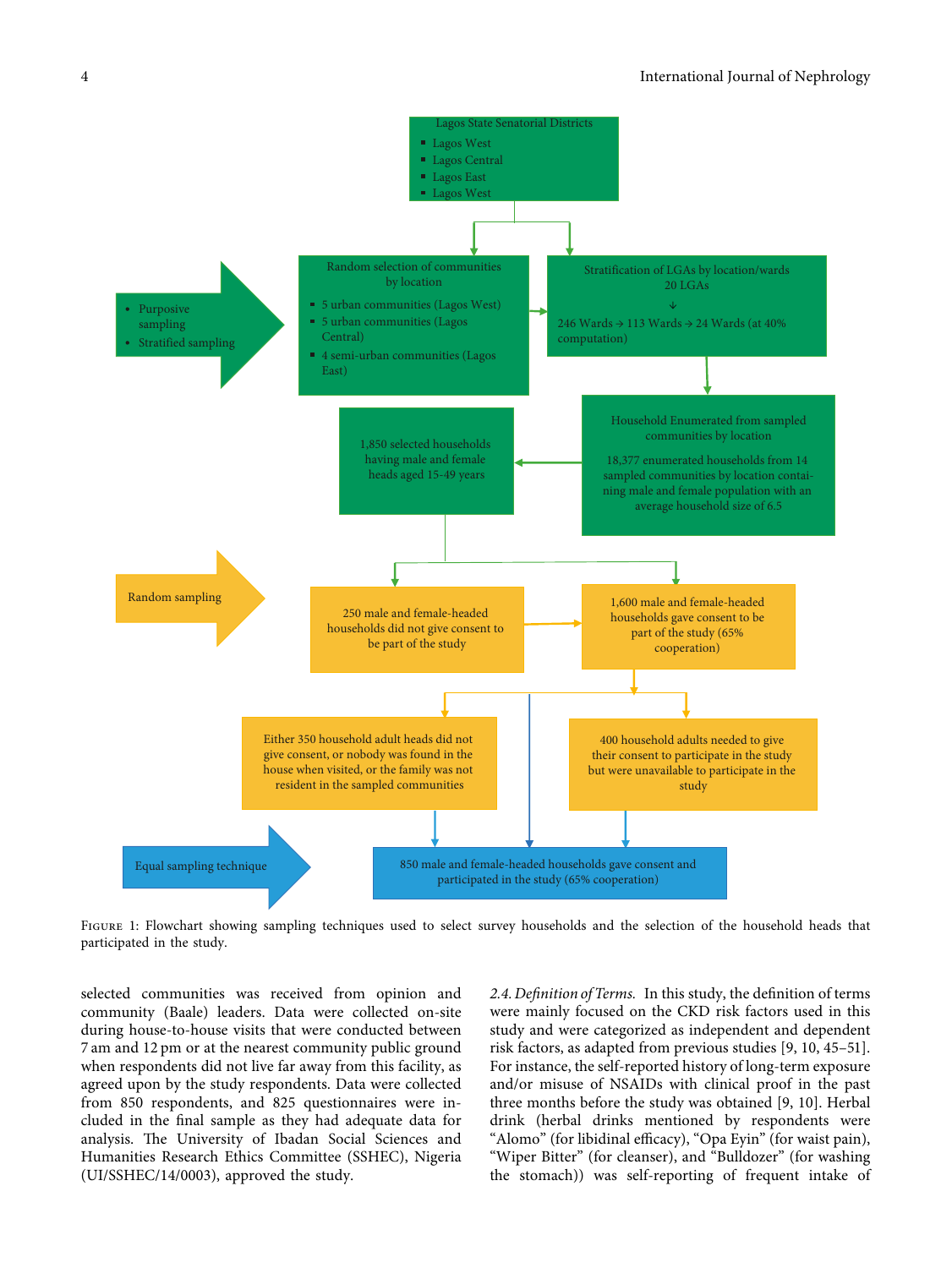Lagos State Senatorial Districts
- Lagos West
- Lagos Central
- Lagos East
- Lagos West

- Purposive sampling
- Stratified sampling

Random selection of communities by location
- 5 urban communities (Lagos West)
- 5 urban communities (Lagos Central)
- 4 semi-urban communities (Lagos East)

Stratification of LGAs by location/wards
20 LGAs
↓
246 Wards → 113 Wards → 24 Wards (at 40% computation)

Household Enumerated from sampled communities by location

18,377 enumerated households from 14 sampled communities by location containing male and female population with an average household size of 6.5

1,850 selected households having male and female heads aged 15-49 years

Random sampling

250 male and female-headed households did not give consent to be part of the study

1,600 male and female-headed households gave consent to be part of the study (65% cooperation)

Either 350 household adult heads did not give consent, or nobody was found in the house when visited, or the family was not resident in the sampled communities

400 household adults needed to give their consent to participate in the study but were unavailable to participate in the study

Equal sampling technique

850 male and female-headed households gave consent and participated in the study (65% cooperation)

Figure 1: Flowchart showing sampling techniques used to select survey households and the selection of the household heads that participated in the study.

selected communities was received from opinion and community (Baale) leaders. Data were collected on-site during house-to-house visits that were conducted between 7 am and 12 pm or at the nearest community public ground when respondents did not live far away from this facility, as agreed upon by the study respondents. Data were collected from 850 respondents, and 825 questionnaires were included in the final sample as they had adequate data for analysis. The University of Ibadan Social Sciences and Humanities Research Ethics Committee (SSHEC), Nigeria (UI/SSHEC/14/0003), approved the study.

*2.4. Definition of Terms.* In this study, the definition of terms were mainly focused on the CKD risk factors used in this study and were categorized as independent and dependent risk factors, as adapted from previous studies [9, 10, 45–51]. For instance, the self-reported history of long-term exposure and/or misuse of NSAIDs with clinical proof in the past three months before the study was obtained [9, 10]. Herbal drink (herbal drinks mentioned by respondents were "Alomo" (for libidinal efficacy), "Opa Eyin" (for waist pain), "Wiper Bitter" (for cleanser), and "Bulldozer" (for washing the stomach)) was self-reporting of frequent intake of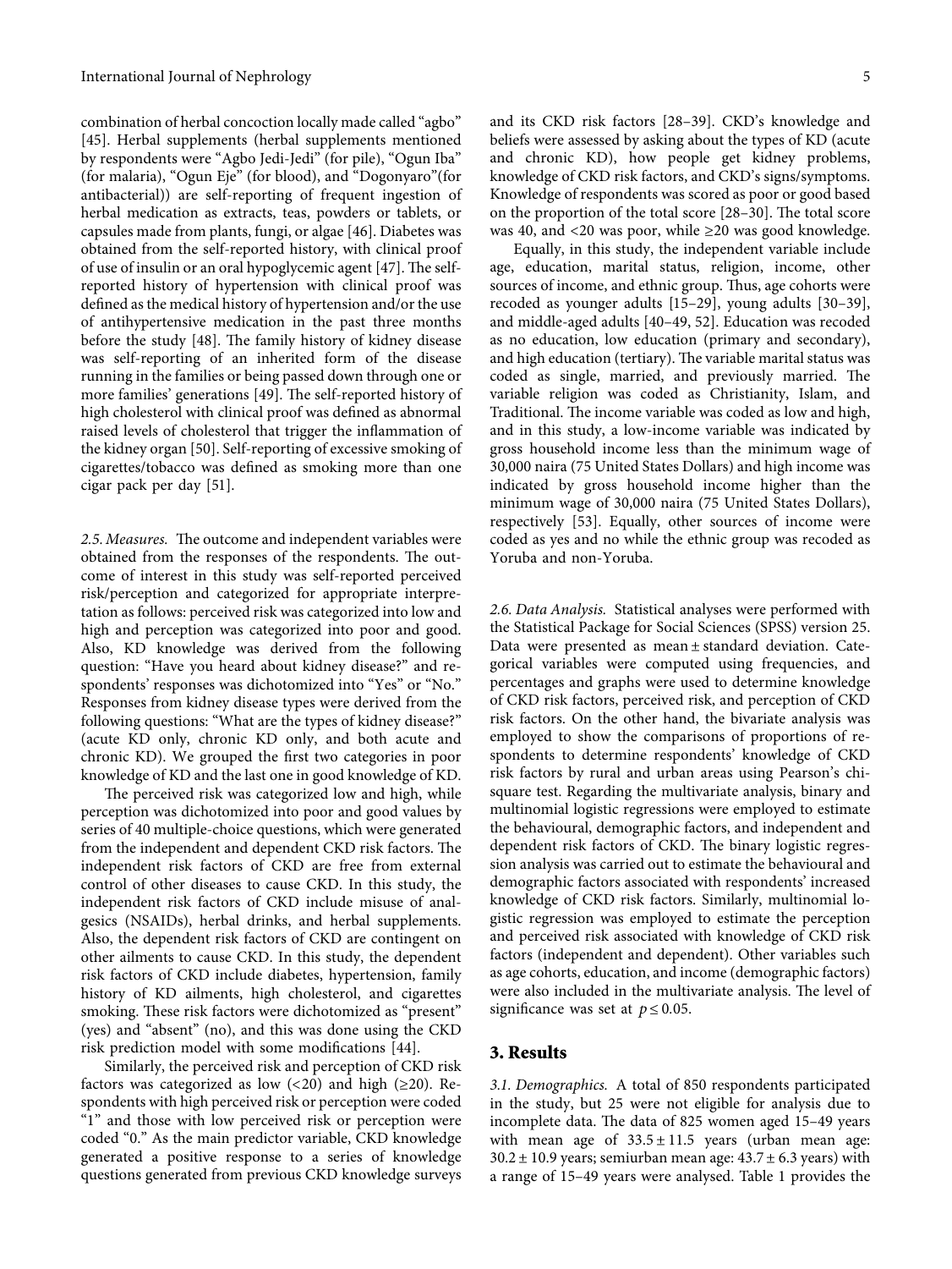combination of herbal concoction locally made called "agbo" [45]. Herbal supplements (herbal supplements mentioned by respondents were "Agbo Jedi-Jedi" (for pile), "Ogun Iba" (for malaria), "Ogun Eje" (for blood), and "Dogonyaro"(for antibacterial)) are self-reporting of frequent ingestion of herbal medication as extracts, teas, powders or tablets, or capsules made from plants, fungi, or algae [46]. Diabetes was obtained from the self-reported history, with clinical proof of use of insulin or an oral hypoglycemic agent [47]. The self-reported history of hypertension with clinical proof was defined as the medical history of hypertension and/or the use of antihypertensive medication in the past three months before the study [48]. The family history of kidney disease was self-reporting of an inherited form of the disease running in the families or being passed down through one or more families' generations [49]. The self-reported history of high cholesterol with clinical proof was defined as abnormal raised levels of cholesterol that trigger the inflammation of the kidney organ [50]. Self-reporting of excessive smoking of cigarettes/tobacco was defined as smoking more than one cigar pack per day [51].

*2.5. Measures.* The outcome and independent variables were obtained from the responses of the respondents. The outcome of interest in this study was self-reported perceived risk/perception and categorized for appropriate interpretation as follows: perceived risk was categorized into low and high and perception was categorized into poor and good. Also, KD knowledge was derived from the following question: "Have you heard about kidney disease?" and respondents' responses was dichotomized into "Yes" or "No." Responses from kidney disease types were derived from the following questions: "What are the types of kidney disease?" (acute KD only, chronic KD only, and both acute and chronic KD). We grouped the first two categories in poor knowledge of KD and the last one in good knowledge of KD.

The perceived risk was categorized low and high, while perception was dichotomized into poor and good values by series of 40 multiple-choice questions, which were generated from the independent and dependent CKD risk factors. The independent risk factors of CKD are free from external control of other diseases to cause CKD. In this study, the independent risk factors of CKD include misuse of analgesics (NSAIDs), herbal drinks, and herbal supplements. Also, the dependent risk factors of CKD are contingent on other ailments to cause CKD. In this study, the dependent risk factors of CKD include diabetes, hypertension, family history of KD ailments, high cholesterol, and cigarettes smoking. These risk factors were dichotomized as "present" (yes) and "absent" (no), and this was done using the CKD risk prediction model with some modifications [44].

Similarly, the perceived risk and perception of CKD risk factors was categorized as low (<20) and high (≥20). Respondents with high perceived risk or perception were coded "1" and those with low perceived risk or perception were coded "0." As the main predictor variable, CKD knowledge generated a positive response to a series of knowledge questions generated from previous CKD knowledge surveys and its CKD risk factors [28–39]. CKD's knowledge and beliefs were assessed by asking about the types of KD (acute and chronic KD), how people get kidney problems, knowledge of CKD risk factors, and CKD's signs/symptoms. Knowledge of respondents was scored as poor or good based on the proportion of the total score [28–30]. The total score was 40, and <20 was poor, while ≥20 was good knowledge.

Equally, in this study, the independent variable include age, education, marital status, religion, income, other sources of income, and ethnic group. Thus, age cohorts were recoded as younger adults [15–29], young adults [30–39], and middle-aged adults [40–49, 52]. Education was recoded as no education, low education (primary and secondary), and high education (tertiary). The variable marital status was coded as single, married, and previously married. The variable religion was coded as Christianity, Islam, and Traditional. The income variable was coded as low and high, and in this study, a low-income variable was indicated by gross household income less than the minimum wage of 30,000 naira (75 United States Dollars) and high income was indicated by gross household income higher than the minimum wage of 30,000 naira (75 United States Dollars), respectively [53]. Equally, other sources of income were coded as yes and no while the ethnic group was recoded as Yoruba and non-Yoruba.

*2.6. Data Analysis.* Statistical analyses were performed with the Statistical Package for Social Sciences (SPSS) version 25. Data were presented as mean ± standard deviation. Categorical variables were computed using frequencies, and percentages and graphs were used to determine knowledge of CKD risk factors, perceived risk, and perception of CKD risk factors. On the other hand, the bivariate analysis was employed to show the comparisons of proportions of respondents to determine respondents' knowledge of CKD risk factors by rural and urban areas using Pearson's chi-square test. Regarding the multivariate analysis, binary and multinomial logistic regressions were employed to estimate the behavioural, demographic factors, and independent and dependent risk factors of CKD. The binary logistic regression analysis was carried out to estimate the behavioural and demographic factors associated with respondents' increased knowledge of CKD risk factors. Similarly, multinomial logistic regression was employed to estimate the perception and perceived risk associated with knowledge of CKD risk factors (independent and dependent). Other variables such as age cohorts, education, and income (demographic factors) were also included in the multivariate analysis. The level of significance was set at $p \leq 0.05$.

## 3. Results

*3.1. Demographics.* A total of 850 respondents participated in the study, but 25 were not eligible for analysis due to incomplete data. The data of 825 women aged 15–49 years with mean age of $33.5 \pm 11.5$ years (urban mean age: $30.2 \pm 10.9$ years; semiurban mean age: $43.7 \pm 6.3$ years) with a range of 15–49 years were analysed. Table 1 provides the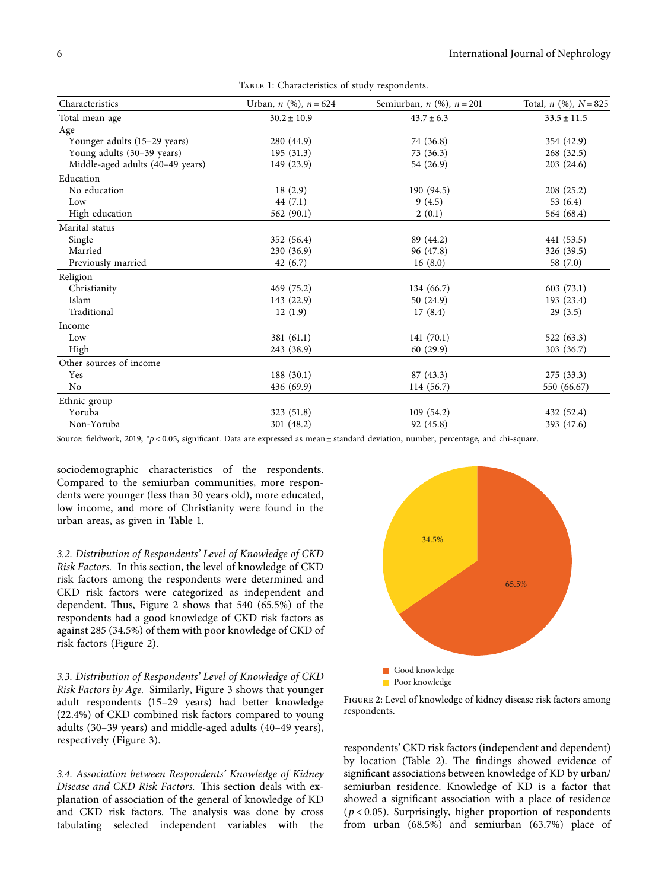Table 1: Characteristics of study respondents.

| Characteristics | Urban, $n$ (%), $n = 624$ | Semiurban, $n$ (%), $n = 201$ | Total, $n$ (%), $N = 825$ |
|---|---|---|---|
| Total mean age | $30.2 \pm 10.9$ | $43.7 \pm 6.3$ | $33.5 \pm 11.5$ |
| Age | | | |
| Younger adults (15–29 years) | 280 (44.9) | 74 (36.8) | 354 (42.9) |
| Young adults (30–39 years) | 195 (31.3) | 73 (36.3) | 268 (32.5) |
| Middle-aged adults (40–49 years) | 149 (23.9) | 54 (26.9) | 203 (24.6) |
| Education | | | |
| No education | 18 (2.9) | 190 (94.5) | 208 (25.2) |
| Low | 44 (7.1) | 9 (4.5) | 53 (6.4) |
| High education | 562 (90.1) | 2 (0.1) | 564 (68.4) |
| Marital status | | | |
| Single | 352 (56.4) | 89 (44.2) | 441 (53.5) |
| Married | 230 (36.9) | 96 (47.8) | 326 (39.5) |
| Previously married | 42 (6.7) | 16 (8.0) | 58 (7.0) |
| Religion | | | |
| Christianity | 469 (75.2) | 134 (66.7) | 603 (73.1) |
| Islam | 143 (22.9) | 50 (24.9) | 193 (23.4) |
| Traditional | 12 (1.9) | 17 (8.4) | 29 (3.5) |
| Income | | | |
| Low | 381 (61.1) | 141 (70.1) | 522 (63.3) |
| High | 243 (38.9) | 60 (29.9) | 303 (36.7) |
| Other sources of income | | | |
| Yes | 188 (30.1) | 87 (43.3) | 275 (33.3) |
| No | 436 (69.9) | 114 (56.7) | 550 (66.67) |
| Ethnic group | | | |
| Yoruba | 323 (51.8) | 109 (54.2) | 432 (52.4) |
| Non-Yoruba | 301 (48.2) | 92 (45.8) | 393 (47.6) |

Source: fieldwork, 2019; $^{*}p < 0.05$, significant. Data are expressed as mean ± standard deviation, number, percentage, and chi-square.

sociodemographic characteristics of the respondents. Compared to the semiurban communities, more respondents were younger (less than 30 years old), more educated, low income, and more of Christianity were found in the urban areas, as given in Table 1.

*3.2. Distribution of Respondents' Level of Knowledge of CKD Risk Factors.* In this section, the level of knowledge of CKD risk factors among the respondents were determined and CKD risk factors were categorized as independent and dependent. Thus, Figure 2 shows that 540 (65.5%) of the respondents had a good knowledge of CKD risk factors as against 285 (34.5%) of them with poor knowledge of CKD of risk factors (Figure 2).

*3.3. Distribution of Respondents' Level of Knowledge of CKD Risk Factors by Age.* Similarly, Figure 3 shows that younger adult respondents (15–29 years) had better knowledge (22.4%) of CKD combined risk factors compared to young adults (30–39 years) and middle-aged adults (40–49 years), respectively (Figure 3).

*3.4. Association between Respondents' Knowledge of Kidney Disease and CKD Risk Factors.* This section deals with explanation of association of the general of knowledge of KD and CKD risk factors. The analysis was done by cross tabulating selected independent variables with the respondents' CKD risk factors (independent and dependent) by location (Table 2). The findings showed evidence of significant associations between knowledge of KD by urban/semiurban residence. Knowledge of KD is a factor that showed a significant association with a place of residence ($p < 0.05$). Surprisingly, higher proportion of respondents from urban (68.5%) and semiurban (63.7%) place of

34.5%

65.5%

Good knowledge
Poor knowledge

Figure 2: Level of knowledge of kidney disease risk factors among respondents.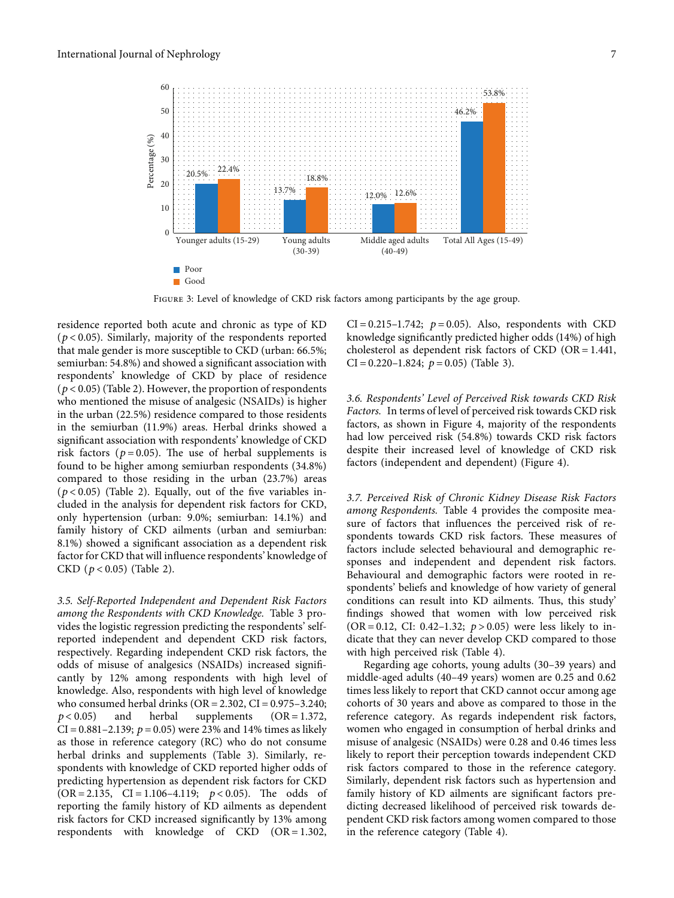Figure 3: Level of knowledge of CKD risk factors among participants by the age group.

residence reported both acute and chronic as type of KD ($p < 0.05$). Similarly, majority of the respondents reported that male gender is more susceptible to CKD (urban: 66.5%; semiurban: 54.8%) and showed a significant association with respondents' knowledge of CKD by place of residence ($p < 0.05$) (Table 2). However, the proportion of respondents who mentioned the misuse of analgesic (NSAIDs) is higher in the urban (22.5%) residence compared to those residents in the semiurban (11.9%) areas. Herbal drinks showed a significant association with respondents' knowledge of CKD risk factors ($p = 0.05$). The use of herbal supplements is found to be higher among semiurban respondents (34.8%) compared to those residing in the urban (23.7%) areas ($p < 0.05$) (Table 2). Equally, out of the five variables included in the analysis for dependent risk factors for CKD, only hypertension (urban: 9.0%; semiurban: 14.1%) and family history of CKD ailments (urban and semiurban: 8.1%) showed a significant association as a dependent risk factor for CKD that will influence respondents' knowledge of CKD ($p < 0.05$) (Table 2).

*3.5. Self-Reported Independent and Dependent Risk Factors among the Respondents with CKD Knowledge.* Table 3 provides the logistic regression predicting the respondents' self-reported independent and dependent CKD risk factors, respectively. Regarding independent CKD risk factors, the odds of misuse of analgesics (NSAIDs) increased significantly by 12% among respondents with high level of knowledge. Also, respondents with high level of knowledge who consumed herbal drinks (OR = 2.302, CI = 0.975–3.240; $p < 0.05$) and herbal supplements (OR = 1.372, CI = 0.881–2.139; $p = 0.05$) were 23% and 14% times as likely as those in reference category (RC) who do not consume herbal drinks and supplements (Table 3). Similarly, respondents with knowledge of CKD reported higher odds of predicting hypertension as dependent risk factors for CKD (OR = 2.135, CI = 1.106–4.119; $p < 0.05$). The odds of reporting the family history of KD ailments as dependent risk factors for CKD increased significantly by 13% among respondents with knowledge of CKD (OR = 1.302, CI = 0.215–1.742; $p = 0.05$). Also, respondents with CKD knowledge significantly predicted higher odds (14%) of high cholesterol as dependent risk factors of CKD (OR = 1.441, CI = 0.220–1.824; $p = 0.05$) (Table 3).

*3.6. Respondents' Level of Perceived Risk towards CKD Risk Factors.* In terms of level of perceived risk towards CKD risk factors, as shown in Figure 4, majority of the respondents had low perceived risk (54.8%) towards CKD risk factors despite their increased level of knowledge of CKD risk factors (independent and dependent) (Figure 4).

*3.7. Perceived Risk of Chronic Kidney Disease Risk Factors among Respondents.* Table 4 provides the composite measure of factors that influences the perceived risk of respondents towards CKD risk factors. These measures of factors include selected behavioural and demographic responses and independent and dependent risk factors. Behavioural and demographic factors were rooted in respondents' beliefs and knowledge of how variety of general conditions can result into KD ailments. Thus, this study' findings showed that women with low perceived risk (OR = 0.12, CI: 0.42–1.32; $p > 0.05$) were less likely to indicate that they can never develop CKD compared to those with high perceived risk (Table 4).

Regarding age cohorts, young adults (30–39 years) and middle-aged adults (40–49 years) women are 0.25 and 0.62 times less likely to report that CKD cannot occur among age cohorts of 30 years and above as compared to those in the reference category. As regards independent risk factors, women who engaged in consumption of herbal drinks and misuse of analgesic (NSAIDs) were 0.28 and 0.46 times less likely to report their perception towards independent CKD risk factors compared to those in the reference category. Similarly, dependent risk factors such as hypertension and family history of KD ailments are significant factors predicting decreased likelihood of perceived risk towards dependent CKD risk factors among women compared to those in the reference category (Table 4).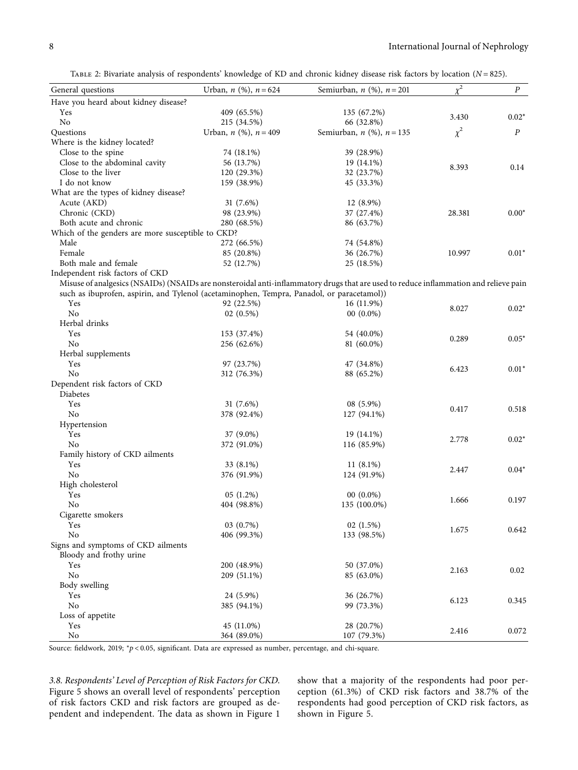Table 2: Bivariate analysis of respondents' knowledge of KD and chronic kidney disease risk factors by location ($N = 825$).

| General questions | Urban, $n$ (%), $n = 624$ | Semiurban, $n$ (%), $n = 201$ | $\chi^2$ | $P$ |
|---|---|---|---|---|
| Have you heard about kidney disease? | | | | |
| Yes | 409 (65.5%) | 135 (67.2%) | 3.430 | 0.02* |
| No | 215 (34.5%) | 66 (32.8%) | | |
| Questions | Urban, $n$ (%), $n = 409$ | Semiurban, $n$ (%), $n = 135$ | $\chi^2$ | $P$ |
| Where is the kidney located? | | | | |
| Close to the spine | 74 (18.1%) | 39 (28.9%) | 8.393 | 0.14 |
| Close to the abdominal cavity | 56 (13.7%) | 19 (14.1%) | | |
| Close to the liver | 120 (29.3%) | 32 (23.7%) | | |
| I do not know | 159 (38.9%) | 45 (33.3%) | | |
| What are the types of kidney disease? | | | | |
| Acute (AKD) | 31 (7.6%) | 12 (8.9%) | 28.381 | 0.00* |
| Chronic (CKD) | 98 (23.9%) | 37 (27.4%) | | |
| Both acute and chronic | 280 (68.5%) | 86 (63.7%) | | |
| Which of the genders are more susceptible to CKD? | | | | |
| Male | 272 (66.5%) | 74 (54.8%) | 10.997 | 0.01* |
| Female | 85 (20.8%) | 36 (26.7%) | | |
| Both male and female | 52 (12.7%) | 25 (18.5%) | | |
| Independent risk factors of CKD | | | | |
| Misuse of analgesics (NSAIDs) (NSAIDs are nonsteroidal anti-inflammatory drugs that are used to reduce inflammation and relieve pain such as ibuprofen, aspirin, and Tylenol (acetaminophen, Tempra, Panadol, or paracetamol)) | | | | |
| Yes | 92 (22.5%) | 16 (11.9%) | 8.027 | 0.02* |
| No | 02 (0.5%) | 00 (0.0%) | | |
| Herbal drinks | | | | |
| Yes | 153 (37.4%) | 54 (40.0%) | 0.289 | 0.05* |
| No | 256 (62.6%) | 81 (60.0%) | | |
| Herbal supplements | | | | |
| Yes | 97 (23.7%) | 47 (34.8%) | 6.423 | 0.01* |
| No | 312 (76.3%) | 88 (65.2%) | | |
| Dependent risk factors of CKD | | | | |
| Diabetes | | | | |
| Yes | 31 (7.6%) | 08 (5.9%) | 0.417 | 0.518 |
| No | 378 (92.4%) | 127 (94.1%) | | |
| Hypertension | | | | |
| Yes | 37 (9.0%) | 19 (14.1%) | 2.778 | 0.02* |
| No | 372 (91.0%) | 116 (85.9%) | | |
| Family history of CKD ailments | | | | |
| Yes | 33 (8.1%) | 11 (8.1%) | 2.447 | 0.04* |
| No | 376 (91.9%) | 124 (91.9%) | | |
| High cholesterol | | | | |
| Yes | 05 (1.2%) | 00 (0.0%) | 1.666 | 0.197 |
| No | 404 (98.8%) | 135 (100.0%) | | |
| Cigarette smokers | | | | |
| Yes | 03 (0.7%) | 02 (1.5%) | 1.675 | 0.642 |
| No | 406 (99.3%) | 133 (98.5%) | | |
| Signs and symptoms of CKD ailments | | | | |
| Bloody and frothy urine | | | | |
| Yes | 200 (48.9%) | 50 (37.0%) | 2.163 | 0.02 |
| No | 209 (51.1%) | 85 (63.0%) | | |
| Body swelling | | | | |
| Yes | 24 (5.9%) | 36 (26.7%) | 6.123 | 0.345 |
| No | 385 (94.1%) | 99 (73.3%) | | |
| Loss of appetite | | | | |
| Yes | 45 (11.0%) | 28 (20.7%) | 2.416 | 0.072 |
| No | 364 (89.0%) | 107 (79.3%) | | |

Source: fieldwork, 2019; *$p < 0.05$, significant. Data are expressed as number, percentage, and chi-square.

*3.8. Respondents' Level of Perception of Risk Factors for CKD.* Figure 5 shows an overall level of respondents' perception of risk factors CKD and risk factors are grouped as dependent and independent. The data as shown in Figure 1 show that a majority of the respondents had poor perception (61.3%) of CKD risk factors and 38.7% of the respondents had good perception of CKD risk factors, as shown in Figure 5.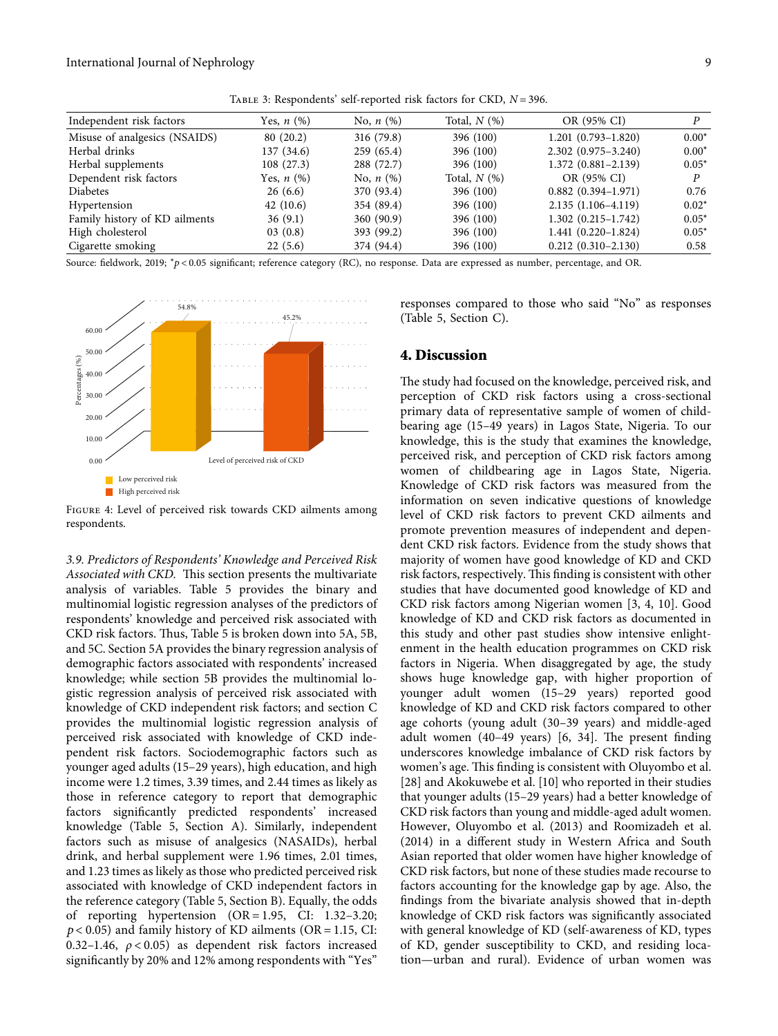Table 3: Respondents' self-reported risk factors for CKD, $N = 396$.

| Independent risk factors | Yes, *n* (%) | No, *n* (%) | Total, *N* (%) | OR (95% CI) | *P* |
|---|---|---|---|---|---|
| Misuse of analgesics (NSAIDS) | 80 (20.2) | 316 (79.8) | 396 (100) | 1.201 (0.793–1.820) | 0.00* |
| Herbal drinks | 137 (34.6) | 259 (65.4) | 396 (100) | 2.302 (0.975–3.240) | 0.00* |
| Herbal supplements | 108 (27.3) | 288 (72.7) | 396 (100) | 1.372 (0.881–2.139) | 0.05* |
| Dependent risk factors | Yes, *n* (%) | No, *n* (%) | Total, *N* (%) | OR (95% CI) | *P* |
| Diabetes | 26 (6.6) | 370 (93.4) | 396 (100) | 0.882 (0.394–1.971) | 0.76 |
| Hypertension | 42 (10.6) | 354 (89.4) | 396 (100) | 2.135 (1.106–4.119) | 0.02* |
| Family history of KD ailments | 36 (9.1) | 360 (90.9) | 396 (100) | 1.302 (0.215–1.742) | 0.05* |
| High cholesterol | 03 (0.8) | 393 (99.2) | 396 (100) | 1.441 (0.220–1.824) | 0.05* |
| Cigarette smoking | 22 (5.6) | 374 (94.4) | 396 (100) | 0.212 (0.310–2.130) | 0.58 |

Source: fieldwork, 2019; *$p < 0.05$ significant; reference category (RC), no response. Data are expressed as number, percentage, and OR.

Figure 4: Level of perceived risk towards CKD ailments among respondents.

*3.9. Predictors of Respondents' Knowledge and Perceived Risk Associated with CKD.* This section presents the multivariate analysis of variables. Table 5 provides the binary and multinomial logistic regression analyses of the predictors of respondents' knowledge and perceived risk associated with CKD risk factors. Thus, Table 5 is broken down into 5A, 5B, and 5C. Section 5A provides the binary regression analysis of demographic factors associated with respondents' increased knowledge; while section 5B provides the multinomial logistic regression analysis of perceived risk associated with knowledge of CKD independent risk factors; and section C provides the multinomial logistic regression analysis of perceived risk associated with knowledge of CKD independent risk factors. Sociodemographic factors such as younger aged adults (15–29 years), high education, and high income were 1.2 times, 3.39 times, and 2.44 times as likely as those in reference category to report that demographic factors significantly predicted respondents' increased knowledge (Table 5, Section A). Similarly, independent factors such as misuse of analgesics (NASAIDs), herbal drink, and herbal supplement were 1.96 times, 2.01 times, and 1.23 times as likely as those who predicted perceived risk associated with knowledge of CKD independent factors in the reference category (Table 5, Section B). Equally, the odds of reporting hypertension (OR = 1.95, CI: 1.32–3.20; $p < 0.05$) and family history of KD ailments (OR = 1.15, CI: 0.32–1.46, $\rho < 0.05$) as dependent risk factors increased significantly by 20% and 12% among respondents with "Yes" responses compared to those who said "No" as responses (Table 5, Section C).

## 4. Discussion

The study had focused on the knowledge, perceived risk, and perception of CKD risk factors using a cross-sectional primary data of representative sample of women of childbearing age (15–49 years) in Lagos State, Nigeria. To our knowledge, this is the study that examines the knowledge, perceived risk, and perception of CKD risk factors among women of childbearing age in Lagos State, Nigeria. Knowledge of CKD risk factors was measured from the information on seven indicative questions of knowledge level of CKD risk factors to prevent CKD ailments and promote prevention measures of independent and dependent CKD risk factors. Evidence from the study shows that majority of women have good knowledge of KD and CKD risk factors, respectively. This finding is consistent with other studies that have documented good knowledge of KD and CKD risk factors among Nigerian women [3, 4, 10]. Good knowledge of KD and CKD risk factors as documented in this study and other past studies show intensive enlightenment in the health education programmes on CKD risk factors in Nigeria. When disaggregated by age, the study shows huge knowledge gap, with higher proportion of younger adult women (15–29 years) reported good knowledge of KD and CKD risk factors compared to other age cohorts (young adult (30–39 years) and middle-aged adult women (40–49 years) [6, 34]. The present finding underscores knowledge imbalance of CKD risk factors by women's age. This finding is consistent with Oluyombo et al. [28] and Akokuwebe et al. [10] who reported in their studies that younger adults (15–29 years) had a better knowledge of CKD risk factors than young and middle-aged adult women. However, Oluyombo et al. (2013) and Roomizadeh et al. (2014) in a different study in Western Africa and South Asian reported that older women have higher knowledge of CKD risk factors, but none of these studies made recourse to factors accounting for the knowledge gap by age. Also, the findings from the bivariate analysis showed that in-depth knowledge of CKD risk factors was significantly associated with general knowledge of KD (self-awareness of KD, types of KD, gender susceptibility to CKD, and residing location—urban and rural). Evidence of urban women was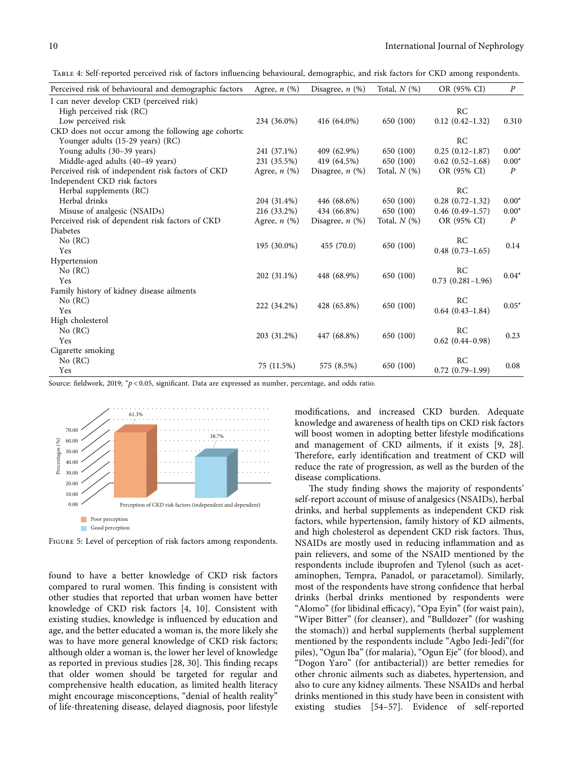Table 4: Self-reported perceived risk of factors influencing behavioural, demographic, and risk factors for CKD among respondents.

| Perceived risk of behavioural and demographic factors | Agree, n (%) | Disagree, n (%) | Total, N (%) | OR (95% CI) | P |
|---|---|---|---|---|---|
| I can never develop CKD (perceived risk) | | | | | |
| High perceived risk (RC) | | | | RC | |
| Low perceived risk | 234 (36.0%) | 416 (64.0%) | 650 (100) | 0.12 (0.42–1.32) | 0.310 |
| CKD does not occur among the following age cohorts: | | | | | |
| Younger adults (15-29 years) (RC) | | | | RC | |
| Young adults (30–39 years) | 241 (37.1%) | 409 (62.9%) | 650 (100) | 0.25 (0.12–1.87) | 0.00* |
| Middle-aged adults (40–49 years) | 231 (35.5%) | 419 (64.5%) | 650 (100) | 0.62 (0.52–1.68) | 0.00* |
| Perceived risk of independent risk factors of CKD | Agree, n (%) | Disagree, n (%) | Total, N (%) | OR (95% CI) | P |
| Independent CKD risk factors | | | | | |
| Herbal supplements (RC) | | | | RC | |
| Herbal drinks | 204 (31.4%) | 446 (68.6%) | 650 (100) | 0.28 (0.72–1.32) | 0.00* |
| Misuse of analgesic (NSAIDs) | 216 (33.2%) | 434 (66.8%) | 650 (100) | 0.46 (0.49–1.57) | 0.00* |
| Perceived risk of dependent risk factors of CKD | Agree, n (%) | Disagree, n (%) | Total, N (%) | OR (95% CI) | P |
| Diabetes | | | | | |
| No (RC) | 195 (30.0%) | 455 (70.0) | 650 (100) | RC | 0.14 |
| Yes | | | | 0.48 (0.73–1.65) | |
| Hypertension | | | | | |
| No (RC) | 202 (31.1%) | 448 (68.9%) | 650 (100) | RC | 0.04* |
| Yes | | | | 0.73 (0.281–1.96) | |
| Family history of kidney disease ailments | | | | | |
| No (RC) | 222 (34.2%) | 428 (65.8%) | 650 (100) | RC | 0.05* |
| Yes | | | | 0.64 (0.43–1.84) | |
| High cholesterol | | | | | |
| No (RC) | 203 (31.2%) | 447 (68.8%) | 650 (100) | RC | 0.23 |
| Yes | | | | 0.62 (0.44–0.98) | |
| Cigarette smoking | | | | | |
| No (RC) | 75 (11.5%) | 575 (8.5%) | 650 (100) | RC | 0.08 |
| Yes | | | | 0.72 (0.79–1.99) | |

Source: fieldwork, 2019; *$p < 0.05$, significant. Data are expressed as number, percentage, and odds ratio.

Figure 5: Level of perception of risk factors among respondents.

found to have a better knowledge of CKD risk factors compared to rural women. This finding is consistent with other studies that reported that urban women have better knowledge of CKD risk factors [4, 10]. Consistent with existing studies, knowledge is influenced by education and age, and the better educated a woman is, the more likely she was to have more general knowledge of CKD risk factors; although older a woman is, the lower her level of knowledge as reported in previous studies [28, 30]. This finding recaps that older women should be targeted for regular and comprehensive health education, as limited health literacy might encourage misconceptions, "denial of health reality" of life-threatening disease, delayed diagnosis, poor lifestyle modifications, and increased CKD burden. Adequate knowledge and awareness of health tips on CKD risk factors will boost women in adopting better lifestyle modifications and management of CKD ailments, if it exists [9, 28]. Therefore, early identification and treatment of CKD will reduce the rate of progression, as well as the burden of the disease complications.

The study finding shows the majority of respondents' self-report account of misuse of analgesics (NSAIDs), herbal drinks, and herbal supplements as independent CKD risk factors, while hypertension, family history of KD ailments, and high cholesterol as dependent CKD risk factors. Thus, NSAIDs are mostly used in reducing inflammation and as pain relievers, and some of the NSAID mentioned by the respondents include ibuprofen and Tylenol (such as acetaminophen, Tempra, Panadol, or paracetamol). Similarly, most of the respondents have strong confidence that herbal drinks (herbal drinks mentioned by respondents were "Alomo" (for libidinal efficacy), "Opa Eyin" (for waist pain), "Wiper Bitter" (for cleanser), and "Bulldozer" (for washing the stomach)) and herbal supplements (herbal supplement mentioned by the respondents include "Agbo Jedi-Jedi"(for piles), "Ogun Iba" (for malaria), "Ogun Eje" (for blood), and "Dogon Yaro" (for antibacterial)) are better remedies for other chronic ailments such as diabetes, hypertension, and also to cure any kidney ailments. These NSAIDs and herbal drinks mentioned in this study have been in consistent with existing studies [54–57]. Evidence of self-reported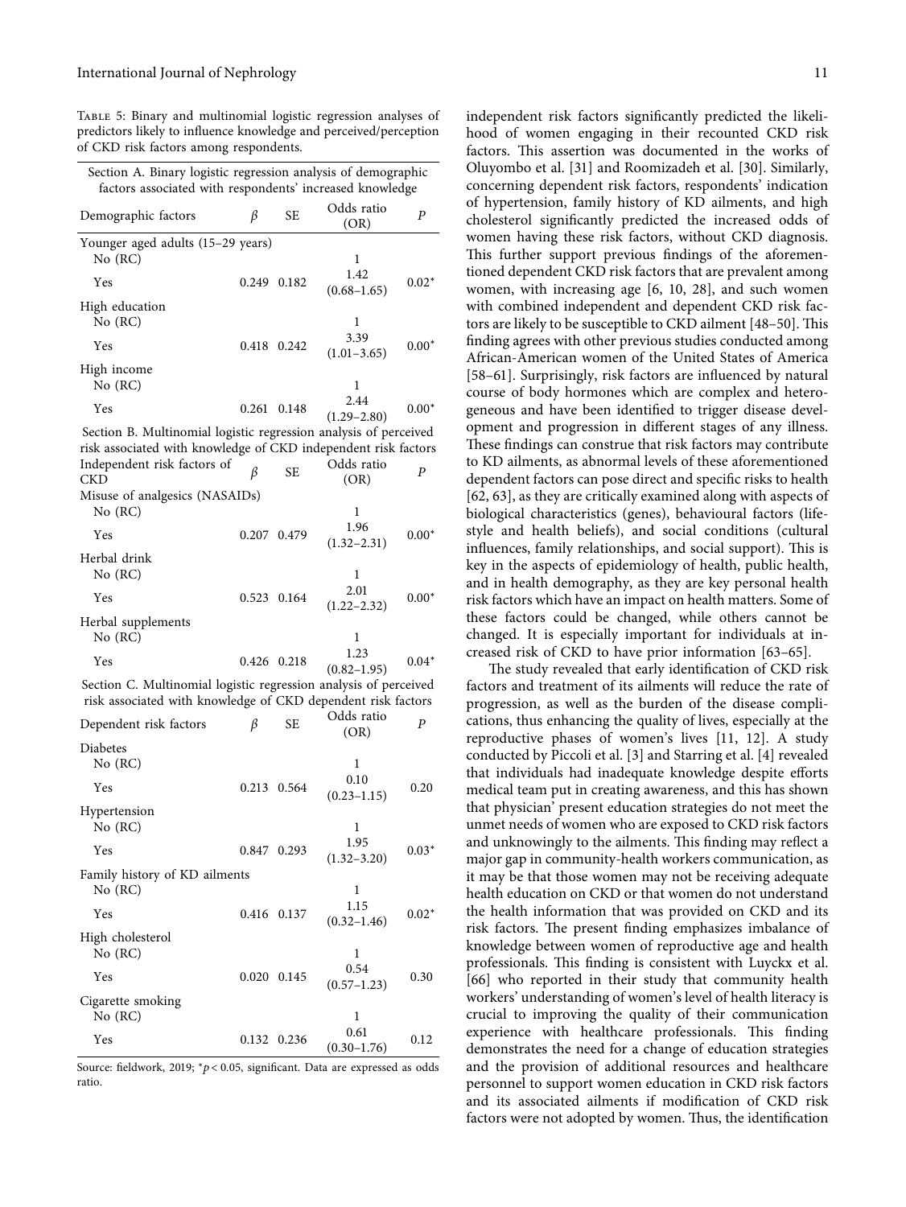Table 5: Binary and multinomial logistic regression analyses of predictors likely to influence knowledge and perceived/perception of CKD risk factors among respondents.

| Section A. Binary logistic regression analysis of demographic factors associated with respondents' increased knowledge | | | | |
|---|---|---|---|---|
| Demographic factors | $\beta$ | SE | Odds ratio (OR) | $P$ |
| Younger aged adults (15–29 years) | | | | |
| No (RC) | | | 1 | |
| Yes | 0.249 | 0.182 | 1.42 (0.68–1.65) | 0.02* |
| High education | | | | |
| No (RC) | | | 1 | |
| Yes | 0.418 | 0.242 | 3.39 (1.01–3.65) | 0.00* |
| High income | | | | |
| No (RC) | | | 1 | |
| Yes | 0.261 | 0.148 | 2.44 (1.29–2.80) | 0.00* |
| **Section B. Multinomial logistic regression analysis of perceived risk associated with knowledge of CKD independent risk factors** | | | | |
| Independent risk factors of CKD | $\beta$ | SE | Odds ratio (OR) | $P$ |
| Misuse of analgesics (NASAIDs) | | | | |
| No (RC) | | | 1 | |
| Yes | 0.207 | 0.479 | 1.96 (1.32–2.31) | 0.00* |
| Herbal drink | | | | |
| No (RC) | | | 1 | |
| Yes | 0.523 | 0.164 | 2.01 (1.22–2.32) | 0.00* |
| Herbal supplements | | | | |
| No (RC) | | | 1 | |
| Yes | 0.426 | 0.218 | 1.23 (0.82–1.95) | 0.04* |
| **Section C. Multinomial logistic regression analysis of perceived risk associated with knowledge of CKD dependent risk factors** | | | | |
| Dependent risk factors | $\beta$ | SE | Odds ratio (OR) | $P$ |
| Diabetes | | | | |
| No (RC) | | | 1 | |
| Yes | 0.213 | 0.564 | 0.10 (0.23–1.15) | 0.20 |
| Hypertension | | | | |
| No (RC) | | | 1 | |
| Yes | 0.847 | 0.293 | 1.95 (1.32–3.20) | 0.03* |
| Family history of KD ailments | | | | |
| No (RC) | | | 1 | |
| Yes | 0.416 | 0.137 | 1.15 (0.32–1.46) | 0.02* |
| High cholesterol | | | | |
| No (RC) | | | 1 | |
| Yes | 0.020 | 0.145 | 0.54 (0.57–1.23) | 0.30 |
| Cigarette smoking | | | | |
| No (RC) | | | 1 | |
| Yes | 0.132 | 0.236 | 0.61 (0.30–1.76) | 0.12 |

Source: fieldwork, 2019; *$p < 0.05$, significant. Data are expressed as odds ratio.

independent risk factors significantly predicted the likelihood of women engaging in their recounted CKD risk factors. This assertion was documented in the works of Oluyombo et al. [31] and Roomizadeh et al. [30]. Similarly, concerning dependent risk factors, respondents' indication of hypertension, family history of KD ailments, and high cholesterol significantly predicted the increased odds of women having these risk factors, without CKD diagnosis. This further support previous findings of the aforementioned dependent CKD risk factors that are prevalent among women, with increasing age [6, 10, 28], and such women with combined independent and dependent CKD risk factors are likely to be susceptible to CKD ailment [48–50]. This finding agrees with other previous studies conducted among African-American women of the United States of America [58–61]. Surprisingly, risk factors are influenced by natural course of body hormones which are complex and heterogeneous and have been identified to trigger disease development and progression in different stages of any illness. These findings can construe that risk factors may contribute to KD ailments, as abnormal levels of these aforementioned dependent factors can pose direct and specific risks to health [62, 63], as they are critically examined along with aspects of biological characteristics (genes), behavioural factors (lifestyle and health beliefs), and social conditions (cultural influences, family relationships, and social support). This is key in the aspects of epidemiology of health, public health, and in health demography, as they are key personal health risk factors which have an impact on health matters. Some of these factors could be changed, while others cannot be changed. It is especially important for individuals at increased risk of CKD to have prior information [63–65].

The study revealed that early identification of CKD risk factors and treatment of its ailments will reduce the rate of progression, as well as the burden of the disease complications, thus enhancing the quality of lives, especially at the reproductive phases of women's lives [11, 12]. A study conducted by Piccoli et al. [3] and Starring et al. [4] revealed that individuals had inadequate knowledge despite efforts medical team put in creating awareness, and this has shown that physician' present education strategies do not meet the unmet needs of women who are exposed to CKD risk factors and unknowingly to the ailments. This finding may reflect a major gap in community-health workers communication, as it may be that those women may not be receiving adequate health education on CKD or that women do not understand the health information that was provided on CKD and its risk factors. The present finding emphasizes imbalance of knowledge between women of reproductive age and health professionals. This finding is consistent with Luyckx et al. [66] who reported in their study that community health workers' understanding of women's level of health literacy is crucial to improving the quality of their communication experience with healthcare professionals. This finding demonstrates the need for a change of education strategies and the provision of additional resources and healthcare personnel to support women education in CKD risk factors and its associated ailments if modification of CKD risk factors were not adopted by women. Thus, the identification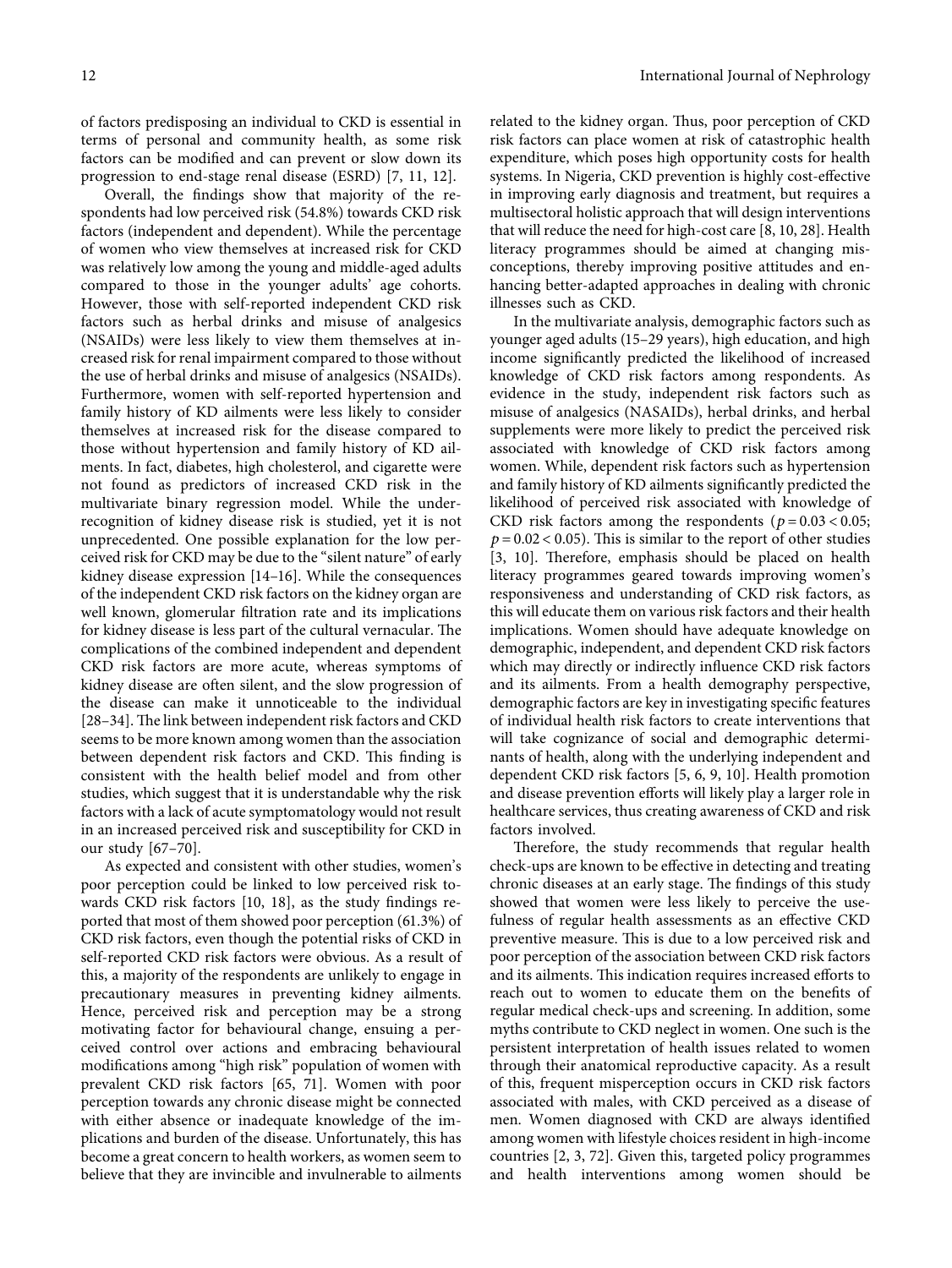of factors predisposing an individual to CKD is essential in terms of personal and community health, as some risk factors can be modified and can prevent or slow down its progression to end-stage renal disease (ESRD) [7, 11, 12].

Overall, the findings show that majority of the respondents had low perceived risk (54.8%) towards CKD risk factors (independent and dependent). While the percentage of women who view themselves at increased risk for CKD was relatively low among the young and middle-aged adults compared to those in the younger adults' age cohorts. However, those with self-reported independent CKD risk factors such as herbal drinks and misuse of analgesics (NSAIDs) were less likely to view them themselves at increased risk for renal impairment compared to those without the use of herbal drinks and misuse of analgesics (NSAIDs). Furthermore, women with self-reported hypertension and family history of KD ailments were less likely to consider themselves at increased risk for the disease compared to those without hypertension and family history of KD ailments. In fact, diabetes, high cholesterol, and cigarette were not found as predictors of increased CKD risk in the multivariate binary regression model. While the underrecognition of kidney disease risk is studied, yet it is not unprecedented. One possible explanation for the low perceived risk for CKD may be due to the "silent nature" of early kidney disease expression [14–16]. While the consequences of the independent CKD risk factors on the kidney organ are well known, glomerular filtration rate and its implications for kidney disease is less part of the cultural vernacular. The complications of the combined independent and dependent CKD risk factors are more acute, whereas symptoms of kidney disease are often silent, and the slow progression of the disease can make it unnoticeable to the individual [28–34]. The link between independent risk factors and CKD seems to be more known among women than the association between dependent risk factors and CKD. This finding is consistent with the health belief model and from other studies, which suggest that it is understandable why the risk factors with a lack of acute symptomatology would not result in an increased perceived risk and susceptibility for CKD in our study [67–70].

As expected and consistent with other studies, women's poor perception could be linked to low perceived risk towards CKD risk factors [10, 18], as the study findings reported that most of them showed poor perception (61.3%) of CKD risk factors, even though the potential risks of CKD in self-reported CKD risk factors were obvious. As a result of this, a majority of the respondents are unlikely to engage in precautionary measures in preventing kidney ailments. Hence, perceived risk and perception may be a strong motivating factor for behavioural change, ensuing a perceived control over actions and embracing behavioural modifications among "high risk" population of women with prevalent CKD risk factors [65, 71]. Women with poor perception towards any chronic disease might be connected with either absence or inadequate knowledge of the implications and burden of the disease. Unfortunately, this has become a great concern to health workers, as women seem to believe that they are invincible and invulnerable to ailments related to the kidney organ. Thus, poor perception of CKD risk factors can place women at risk of catastrophic health expenditure, which poses high opportunity costs for health systems. In Nigeria, CKD prevention is highly cost-effective in improving early diagnosis and treatment, but requires a multisectoral holistic approach that will design interventions that will reduce the need for high-cost care [8, 10, 28]. Health literacy programmes should be aimed at changing misconceptions, thereby improving positive attitudes and enhancing better-adapted approaches in dealing with chronic illnesses such as CKD.

In the multivariate analysis, demographic factors such as younger aged adults (15–29 years), high education, and high income significantly predicted the likelihood of increased knowledge of CKD risk factors among respondents. As evidence in the study, independent risk factors such as misuse of analgesics (NASAIDs), herbal drinks, and herbal supplements were more likely to predict the perceived risk associated with knowledge of CKD risk factors among women. While, dependent risk factors such as hypertension and family history of KD ailments significantly predicted the likelihood of perceived risk associated with knowledge of CKD risk factors among the respondents ($p = 0.03 < 0.05$; $p = 0.02 < 0.05$). This is similar to the report of other studies [3, 10]. Therefore, emphasis should be placed on health literacy programmes geared towards improving women's responsiveness and understanding of CKD risk factors, as this will educate them on various risk factors and their health implications. Women should have adequate knowledge on demographic, independent, and dependent CKD risk factors which may directly or indirectly influence CKD risk factors and its ailments. From a health demography perspective, demographic factors are key in investigating specific features of individual health risk factors to create interventions that will take cognizance of social and demographic determinants of health, along with the underlying independent and dependent CKD risk factors [5, 6, 9, 10]. Health promotion and disease prevention efforts will likely play a larger role in healthcare services, thus creating awareness of CKD and risk factors involved.

Therefore, the study recommends that regular health check-ups are known to be effective in detecting and treating chronic diseases at an early stage. The findings of this study showed that women were less likely to perceive the usefulness of regular health assessments as an effective CKD preventive measure. This is due to a low perceived risk and poor perception of the association between CKD risk factors and its ailments. This indication requires increased efforts to reach out to women to educate them on the benefits of regular medical check-ups and screening. In addition, some myths contribute to CKD neglect in women. One such is the persistent interpretation of health issues related to women through their anatomical reproductive capacity. As a result of this, frequent misperception occurs in CKD risk factors associated with males, with CKD perceived as a disease of men. Women diagnosed with CKD are always identified among women with lifestyle choices resident in high-income countries [2, 3, 72]. Given this, targeted policy programmes and health interventions among women should be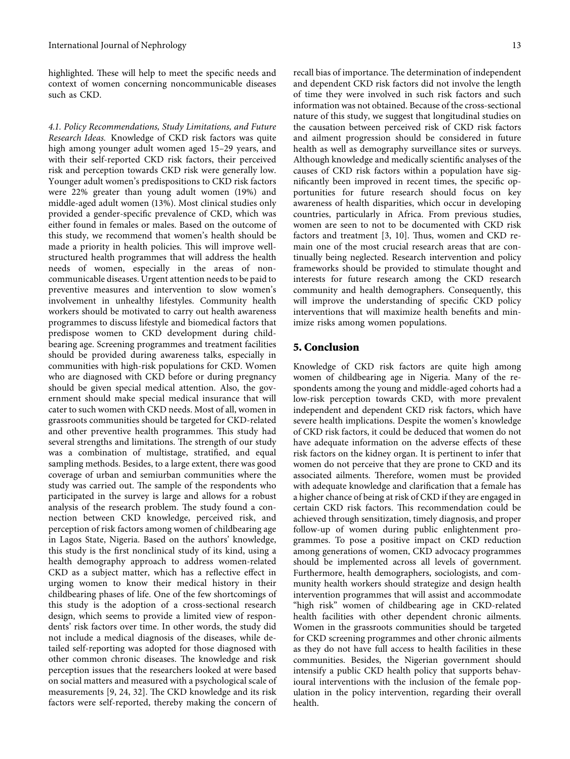highlighted. These will help to meet the specific needs and context of women concerning noncommunicable diseases such as CKD.

*4.1. Policy Recommendations, Study Limitations, and Future Research Ideas.* Knowledge of CKD risk factors was quite high among younger adult women aged 15–29 years, and with their self-reported CKD risk factors, their perceived risk and perception towards CKD risk were generally low. Younger adult women's predispositions to CKD risk factors were 22% greater than young adult women (19%) and middle-aged adult women (13%). Most clinical studies only provided a gender-specific prevalence of CKD, which was either found in females or males. Based on the outcome of this study, we recommend that women's health should be made a priority in health policies. This will improve well-structured health programmes that will address the health needs of women, especially in the areas of noncommunicable diseases. Urgent attention needs to be paid to preventive measures and intervention to slow women's involvement in unhealthy lifestyles. Community health workers should be motivated to carry out health awareness programmes to discuss lifestyle and biomedical factors that predispose women to CKD development during childbearing age. Screening programmes and treatment facilities should be provided during awareness talks, especially in communities with high-risk populations for CKD. Women who are diagnosed with CKD before or during pregnancy should be given special medical attention. Also, the government should make special medical insurance that will cater to such women with CKD needs. Most of all, women in grassroots communities should be targeted for CKD-related and other preventive health programmes. This study had several strengths and limitations. The strength of our study was a combination of multistage, stratified, and equal sampling methods. Besides, to a large extent, there was good coverage of urban and semiurban communities where the study was carried out. The sample of the respondents who participated in the survey is large and allows for a robust analysis of the research problem. The study found a connection between CKD knowledge, perceived risk, and perception of risk factors among women of childbearing age in Lagos State, Nigeria. Based on the authors' knowledge, this study is the first nonclinical study of its kind, using a health demography approach to address women-related CKD as a subject matter, which has a reflective effect in urging women to know their medical history in their childbearing phases of life. One of the few shortcomings of this study is the adoption of a cross-sectional research design, which seems to provide a limited view of respondents' risk factors over time. In other words, the study did not include a medical diagnosis of the diseases, while detailed self-reporting was adopted for those diagnosed with other common chronic diseases. The knowledge and risk perception issues that the researchers looked at were based on social matters and measured with a psychological scale of measurements [9, 24, 32]. The CKD knowledge and its risk factors were self-reported, thereby making the concern of recall bias of importance. The determination of independent and dependent CKD risk factors did not involve the length of time they were involved in such risk factors and such information was not obtained. Because of the cross-sectional nature of this study, we suggest that longitudinal studies on the causation between perceived risk of CKD risk factors and ailment progression should be considered in future health as well as demography surveillance sites or surveys. Although knowledge and medically scientific analyses of the causes of CKD risk factors within a population have significantly been improved in recent times, the specific opportunities for future research should focus on key awareness of health disparities, which occur in developing countries, particularly in Africa. From previous studies, women are seen to not to be documented with CKD risk factors and treatment [3, 10]. Thus, women and CKD remain one of the most crucial research areas that are continually being neglected. Research intervention and policy frameworks should be provided to stimulate thought and interests for future research among the CKD research community and health demographers. Consequently, this will improve the understanding of specific CKD policy interventions that will maximize health benefits and minimize risks among women populations.

## 5. Conclusion

Knowledge of CKD risk factors are quite high among women of childbearing age in Nigeria. Many of the respondents among the young and middle-aged cohorts had a low-risk perception towards CKD, with more prevalent independent and dependent CKD risk factors, which have severe health implications. Despite the women's knowledge of CKD risk factors, it could be deduced that women do not have adequate information on the adverse effects of these risk factors on the kidney organ. It is pertinent to infer that women do not perceive that they are prone to CKD and its associated ailments. Therefore, women must be provided with adequate knowledge and clarification that a female has a higher chance of being at risk of CKD if they are engaged in certain CKD risk factors. This recommendation could be achieved through sensitization, timely diagnosis, and proper follow-up of women during public enlightenment programmes. To pose a positive impact on CKD reduction among generations of women, CKD advocacy programmes should be implemented across all levels of government. Furthermore, health demographers, sociologists, and community health workers should strategize and design health intervention programmes that will assist and accommodate "high risk" women of childbearing age in CKD-related health facilities with other dependent chronic ailments. Women in the grassroots communities should be targeted for CKD screening programmes and other chronic ailments as they do not have full access to health facilities in these communities. Besides, the Nigerian government should intensify a public CKD health policy that supports behavioural interventions with the inclusion of the female population in the policy intervention, regarding their overall health.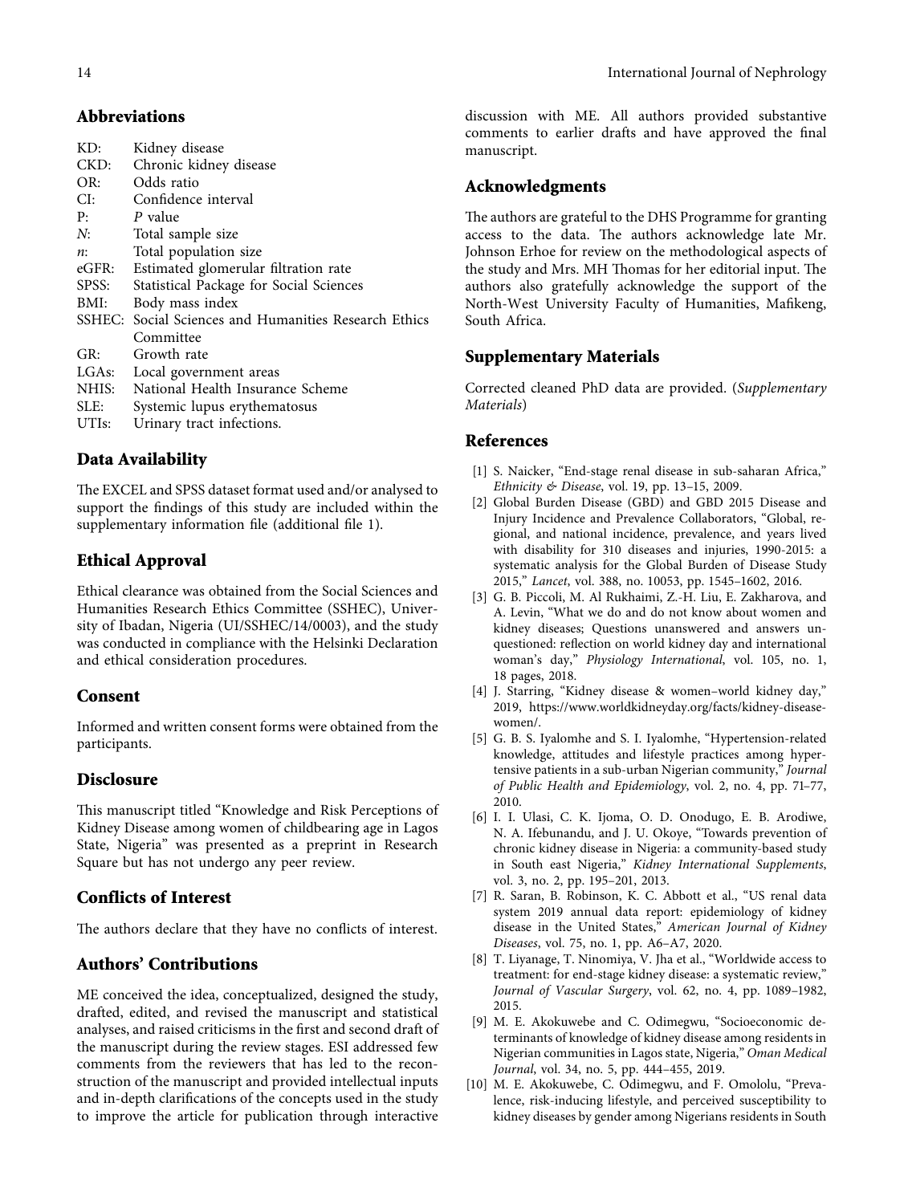## Abbreviations

KD: Kidney disease
CKD: Chronic kidney disease
OR: Odds ratio
CI: Confidence interval
P: *P* value
*N*: Total sample size
*n*: Total population size
eGFR: Estimated glomerular filtration rate
SPSS: Statistical Package for Social Sciences
BMI: Body mass index
SSHEC: Social Sciences and Humanities Research Ethics Committee
GR: Growth rate
LGAs: Local government areas
NHIS: National Health Insurance Scheme
SLE: Systemic lupus erythematosus
UTIs: Urinary tract infections.

## Data Availability

The EXCEL and SPSS dataset format used and/or analysed to support the findings of this study are included within the supplementary information file (additional file 1).

## Ethical Approval

Ethical clearance was obtained from the Social Sciences and Humanities Research Ethics Committee (SSHEC), University of Ibadan, Nigeria (UI/SSHEC/14/0003), and the study was conducted in compliance with the Helsinki Declaration and ethical consideration procedures.

## Consent

Informed and written consent forms were obtained from the participants.

## Disclosure

This manuscript titled "Knowledge and Risk Perceptions of Kidney Disease among women of childbearing age in Lagos State, Nigeria" was presented as a preprint in Research Square but has not undergo any peer review.

## Conflicts of Interest

The authors declare that they have no conflicts of interest.

## Authors' Contributions

ME conceived the idea, conceptualized, designed the study, drafted, edited, and revised the manuscript and statistical analyses, and raised criticisms in the first and second draft of the manuscript during the review stages. ESI addressed few comments from the reviewers that has led to the reconstruction of the manuscript and provided intellectual inputs and in-depth clarifications of the concepts used in the study to improve the article for publication through interactive discussion with ME. All authors provided substantive comments to earlier drafts and have approved the final manuscript.

## Acknowledgments

The authors are grateful to the DHS Programme for granting access to the data. The authors acknowledge late Mr. Johnson Erhoe for review on the methodological aspects of the study and Mrs. MH Thomas for her editorial input. The authors also gratefully acknowledge the support of the North-West University Faculty of Humanities, Mafikeng, South Africa.

## Supplementary Materials

Corrected cleaned PhD data are provided. (*Supplementary Materials*)

## References

[1] S. Naicker, "End-stage renal disease in sub-saharan Africa," *Ethnicity & Disease*, vol. 19, pp. 13–15, 2009.

[2] Global Burden Disease (GBD) and GBD 2015 Disease and Injury Incidence and Prevalence Collaborators, "Global, regional, and national incidence, prevalence, and years lived with disability for 310 diseases and injuries, 1990-2015: a systematic analysis for the Global Burden of Disease Study 2015," *Lancet*, vol. 388, no. 10053, pp. 1545–1602, 2016.

[3] G. B. Piccoli, M. Al Rukhaimi, Z.-H. Liu, E. Zakharova, and A. Levin, "What we do and do not know about women and kidney diseases; Questions unanswered and answers unquestioned: reflection on world kidney day and international woman's day," *Physiology International*, vol. 105, no. 1, 18 pages, 2018.

[4] J. Starring, "Kidney disease & women–world kidney day," 2019, https://www.worldkidneyday.org/facts/kidney-disease-women/.

[5] G. B. S. Iyalomhe and S. I. Iyalomhe, "Hypertension-related knowledge, attitudes and lifestyle practices among hypertensive patients in a sub-urban Nigerian community," *Journal of Public Health and Epidemiology*, vol. 2, no. 4, pp. 71–77, 2010.

[6] I. I. Ulasi, C. K. Ijoma, O. D. Onodugo, E. B. Arodiwe, N. A. Ifebunandu, and J. U. Okoye, "Towards prevention of chronic kidney disease in Nigeria: a community-based study in South east Nigeria," *Kidney International Supplements*, vol. 3, no. 2, pp. 195–201, 2013.

[7] R. Saran, B. Robinson, K. C. Abbott et al., "US renal data system 2019 annual data report: epidemiology of kidney disease in the United States," *American Journal of Kidney Diseases*, vol. 75, no. 1, pp. A6–A7, 2020.

[8] T. Liyanage, T. Ninomiya, V. Jha et al., "Worldwide access to treatment: for end-stage kidney disease: a systematic review," *Journal of Vascular Surgery*, vol. 62, no. 4, pp. 1089–1982, 2015.

[9] M. E. Akokuwebe and C. Odimegwu, "Socioeconomic determinants of knowledge of kidney disease among residents in Nigerian communities in Lagos state, Nigeria," *Oman Medical Journal*, vol. 34, no. 5, pp. 444–455, 2019.

[10] M. E. Akokuwebe, C. Odimegwu, and F. Omololu, "Prevalence, risk-inducing lifestyle, and perceived susceptibility to kidney diseases by gender among Nigerians residents in South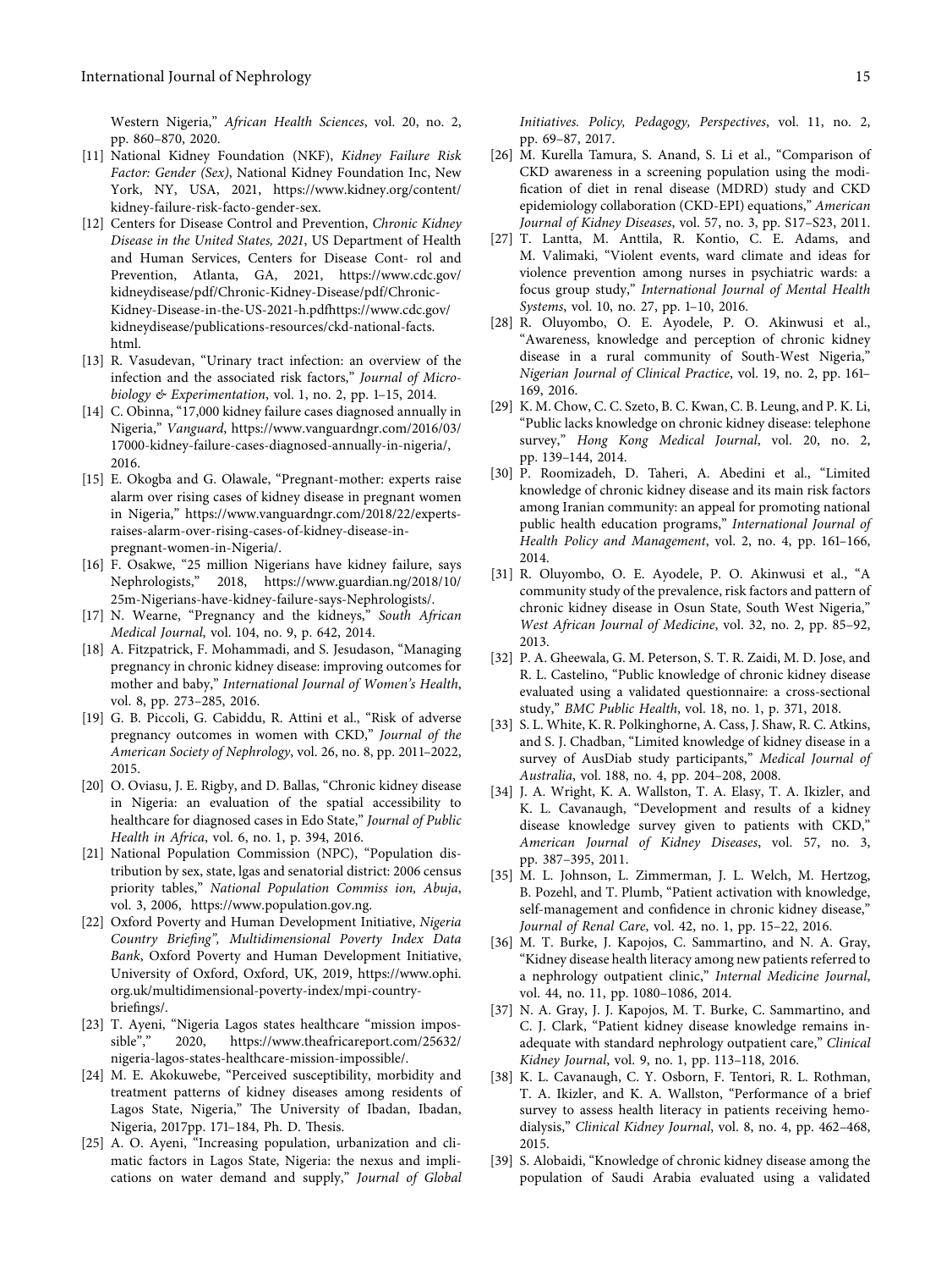Western Nigeria," *African Health Sciences*, vol. 20, no. 2, pp. 860–870, 2020.

[11] National Kidney Foundation (NKF), *Kidney Failure Risk Factor: Gender (Sex)*, National Kidney Foundation Inc, New York, NY, USA, 2021, https://www.kidney.org/content/kidney-failure-risk-facto-gender-sex.

[12] Centers for Disease Control and Prevention, *Chronic Kidney Disease in the United States, 2021*, US Department of Health and Human Services, Centers for Disease Cont- rol and Prevention, Atlanta, GA, 2021, https://www.cdc.gov/kidneydisease/pdf/Chronic-Kidney-Disease/pdf/Chronic-Kidney-Disease-in-the-US-2021-h.pdfhttps://www.cdc.gov/kidneydisease/publications-resources/ckd-national-facts.html.

[13] R. Vasudevan, "Urinary tract infection: an overview of the infection and the associated risk factors," *Journal of Microbiology & Experimentation*, vol. 1, no. 2, pp. 1–15, 2014.

[14] C. Obinna, "17,000 kidney failure cases diagnosed annually in Nigeria," *Vanguard*, https://www.vanguardngr.com/2016/03/17000-kidney-failure-cases-diagnosed-annually-in-nigeria/, 2016.

[15] E. Okogba and G. Olawale, "Pregnant-mother: experts raise alarm over rising cases of kidney disease in pregnant women in Nigeria," https://www.vanguardngr.com/2018/22/experts-raises-alarm-over-rising-cases-of-kidney-disease-in-pregnant-women-in-Nigeria/.

[16] F. Osakwe, "25 million Nigerians have kidney failure, says Nephrologists," 2018, https://www.guardian.ng/2018/10/25m-Nigerians-have-kidney-failure-says-Nephrologists/.

[17] N. Wearne, "Pregnancy and the kidneys," *South African Medical Journal*, vol. 104, no. 9, p. 642, 2014.

[18] A. Fitzpatrick, F. Mohammadi, and S. Jesudason, "Managing pregnancy in chronic kidney disease: improving outcomes for mother and baby," *International Journal of Women's Health*, vol. 8, pp. 273–285, 2016.

[19] G. B. Piccoli, G. Cabiddu, R. Attini et al., "Risk of adverse pregnancy outcomes in women with CKD," *Journal of the American Society of Nephrology*, vol. 26, no. 8, pp. 2011–2022, 2015.

[20] O. Oviasu, J. E. Rigby, and D. Ballas, "Chronic kidney disease in Nigeria: an evaluation of the spatial accessibility to healthcare for diagnosed cases in Edo State," *Journal of Public Health in Africa*, vol. 6, no. 1, p. 394, 2016.

[21] National Population Commission (NPC), "Population distribution by sex, state, lgas and senatorial district: 2006 census priority tables," *National Population Commiss ion, Abuja*, vol. 3, 2006, https://www.population.gov.ng.

[22] Oxford Poverty and Human Development Initiative, *Nigeria Country Briefing", Multidimensional Poverty Index Data Bank*, Oxford Poverty and Human Development Initiative, University of Oxford, Oxford, UK, 2019, https://www.ophi.org.uk/multidimensional-poverty-index/mpi-country-briefings/.

[23] T. Ayeni, "Nigeria Lagos states healthcare "mission impossible"," 2020, https://www.theafricareport.com/25632/nigeria-lagos-states-healthcare-mission-impossible/.

[24] M. E. Akokuwebe, "Perceived susceptibility, morbidity and treatment patterns of kidney diseases among residents of Lagos State, Nigeria," The University of Ibadan, Ibadan, Nigeria, 2017pp. 171–184, Ph. D. Thesis.

[25] A. O. Ayeni, "Increasing population, urbanization and climatic factors in Lagos State, Nigeria: the nexus and implications on water demand and supply," *Journal of Global Initiatives. Policy, Pedagogy, Perspectives*, vol. 11, no. 2, pp. 69–87, 2017.

[26] M. Kurella Tamura, S. Anand, S. Li et al., "Comparison of CKD awareness in a screening population using the modification of diet in renal disease (MDRD) study and CKD epidemiology collaboration (CKD-EPI) equations," *American Journal of Kidney Diseases*, vol. 57, no. 3, pp. S17–S23, 2011.

[27] T. Lantta, M. Anttila, R. Kontio, C. E. Adams, and M. Valimaki, "Violent events, ward climate and ideas for violence prevention among nurses in psychiatric wards: a focus group study," *International Journal of Mental Health Systems*, vol. 10, no. 27, pp. 1–10, 2016.

[28] R. Oluyombo, O. E. Ayodele, P. O. Akinwusi et al., "Awareness, knowledge and perception of chronic kidney disease in a rural community of South-West Nigeria," *Nigerian Journal of Clinical Practice*, vol. 19, no. 2, pp. 161–169, 2016.

[29] K. M. Chow, C. C. Szeto, B. C. Kwan, C. B. Leung, and P. K. Li, "Public lacks knowledge on chronic kidney disease: telephone survey," *Hong Kong Medical Journal*, vol. 20, no. 2, pp. 139–144, 2014.

[30] P. Roomizadeh, D. Taheri, A. Abedini et al., "Limited knowledge of chronic kidney disease and its main risk factors among Iranian community: an appeal for promoting national public health education programs," *International Journal of Health Policy and Management*, vol. 2, no. 4, pp. 161–166, 2014.

[31] R. Oluyombo, O. E. Ayodele, P. O. Akinwusi et al., "A community study of the prevalence, risk factors and pattern of chronic kidney disease in Osun State, South West Nigeria," *West African Journal of Medicine*, vol. 32, no. 2, pp. 85–92, 2013.

[32] P. A. Gheewala, G. M. Peterson, S. T. R. Zaidi, M. D. Jose, and R. L. Castelino, "Public knowledge of chronic kidney disease evaluated using a validated questionnaire: a cross-sectional study," *BMC Public Health*, vol. 18, no. 1, p. 371, 2018.

[33] S. L. White, K. R. Polkinghorne, A. Cass, J. Shaw, R. C. Atkins, and S. J. Chadban, "Limited knowledge of kidney disease in a survey of AusDiab study participants," *Medical Journal of Australia*, vol. 188, no. 4, pp. 204–208, 2008.

[34] J. A. Wright, K. A. Wallston, T. A. Elasy, T. A. Ikizler, and K. L. Cavanaugh, "Development and results of a kidney disease knowledge survey given to patients with CKD," *American Journal of Kidney Diseases*, vol. 57, no. 3, pp. 387–395, 2011.

[35] M. L. Johnson, L. Zimmerman, J. L. Welch, M. Hertzog, B. Pozehl, and T. Plumb, "Patient activation with knowledge, self-management and confidence in chronic kidney disease," *Journal of Renal Care*, vol. 42, no. 1, pp. 15–22, 2016.

[36] M. T. Burke, J. Kapojos, C. Sammartino, and N. A. Gray, "Kidney disease health literacy among new patients referred to a nephrology outpatient clinic," *Internal Medicine Journal*, vol. 44, no. 11, pp. 1080–1086, 2014.

[37] N. A. Gray, J. J. Kapojos, M. T. Burke, C. Sammartino, and C. J. Clark, "Patient kidney disease knowledge remains inadequate with standard nephrology outpatient care," *Clinical Kidney Journal*, vol. 9, no. 1, pp. 113–118, 2016.

[38] K. L. Cavanaugh, C. Y. Osborn, F. Tentori, R. L. Rothman, T. A. Ikizler, and K. A. Wallston, "Performance of a brief survey to assess health literacy in patients receiving hemodialysis," *Clinical Kidney Journal*, vol. 8, no. 4, pp. 462–468, 2015.

[39] S. Alobaidi, "Knowledge of chronic kidney disease among the population of Saudi Arabia evaluated using a validated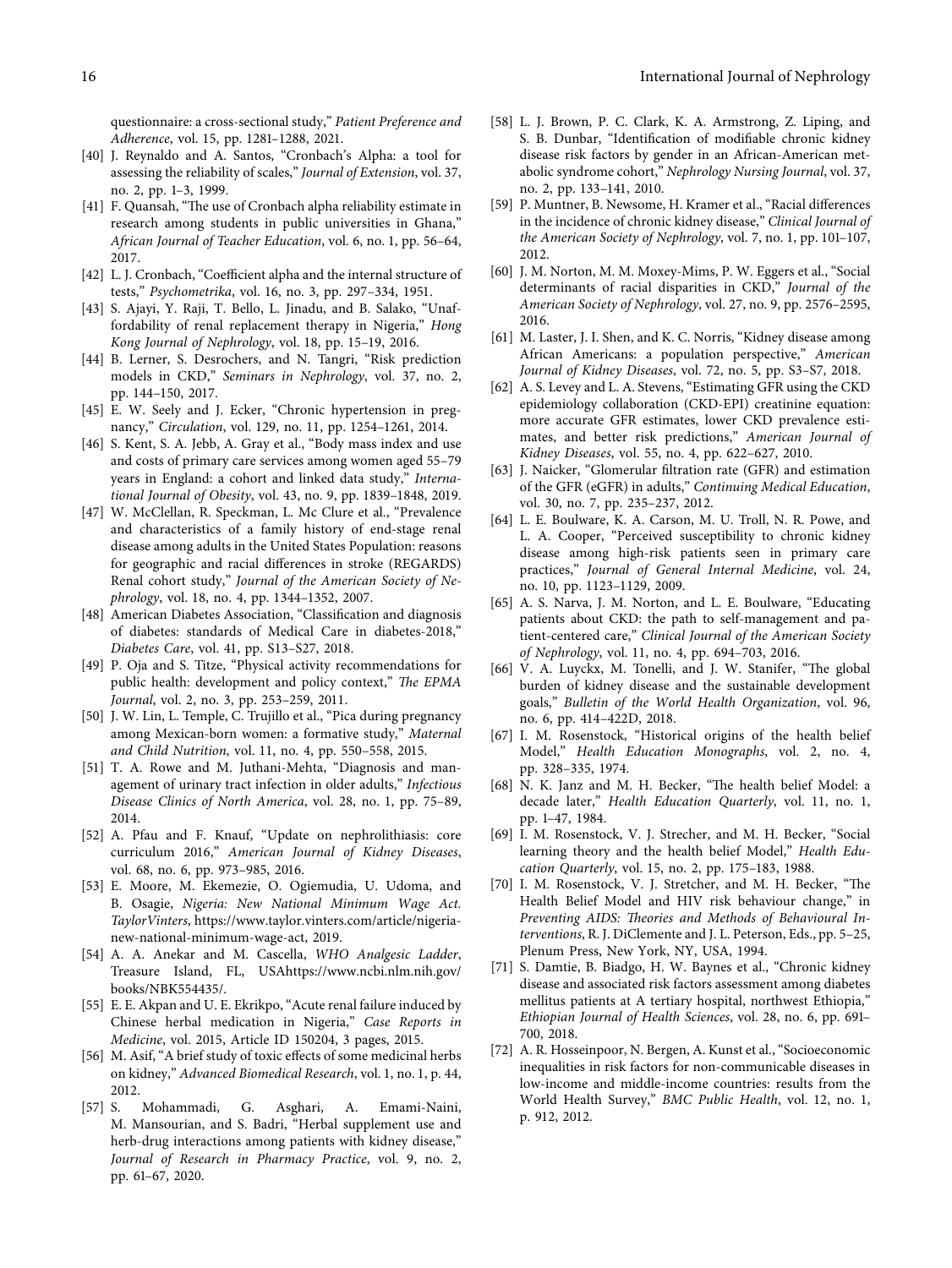questionnaire: a cross-sectional study," *Patient Preference and Adherence*, vol. 15, pp. 1281–1288, 2021.

[40] J. Reynaldo and A. Santos, "Cronbach's Alpha: a tool for assessing the reliability of scales," *Journal of Extension*, vol. 37, no. 2, pp. 1–3, 1999.

[41] F. Quansah, "The use of Cronbach alpha reliability estimate in research among students in public universities in Ghana," *African Journal of Teacher Education*, vol. 6, no. 1, pp. 56–64, 2017.

[42] L. J. Cronbach, "Coefficient alpha and the internal structure of tests," *Psychometrika*, vol. 16, no. 3, pp. 297–334, 1951.

[43] S. Ajayi, Y. Raji, T. Bello, L. Jinadu, and B. Salako, "Unaffordability of renal replacement therapy in Nigeria," *Hong Kong Journal of Nephrology*, vol. 18, pp. 15–19, 2016.

[44] B. Lerner, S. Desrochers, and N. Tangri, "Risk prediction models in CKD," *Seminars in Nephrology*, vol. 37, no. 2, pp. 144–150, 2017.

[45] E. W. Seely and J. Ecker, "Chronic hypertension in pregnancy," *Circulation*, vol. 129, no. 11, pp. 1254–1261, 2014.

[46] S. Kent, S. A. Jebb, A. Gray et al., "Body mass index and use and costs of primary care services among women aged 55–79 years in England: a cohort and linked data study," *International Journal of Obesity*, vol. 43, no. 9, pp. 1839–1848, 2019.

[47] W. McClellan, R. Speckman, L. Mc Clure et al., "Prevalence and characteristics of a family history of end-stage renal disease among adults in the United States Population: reasons for geographic and racial differences in stroke (REGARDS) Renal cohort study," *Journal of the American Society of Nephrology*, vol. 18, no. 4, pp. 1344–1352, 2007.

[48] American Diabetes Association, "Classification and diagnosis of diabetes: standards of Medical Care in diabetes-2018," *Diabetes Care*, vol. 41, pp. S13–S27, 2018.

[49] P. Oja and S. Titze, "Physical activity recommendations for public health: development and policy context," *The EPMA Journal*, vol. 2, no. 3, pp. 253–259, 2011.

[50] J. W. Lin, L. Temple, C. Trujillo et al., "Pica during pregnancy among Mexican-born women: a formative study," *Maternal and Child Nutrition*, vol. 11, no. 4, pp. 550–558, 2015.

[51] T. A. Rowe and M. Juthani-Mehta, "Diagnosis and management of urinary tract infection in older adults," *Infectious Disease Clinics of North America*, vol. 28, no. 1, pp. 75–89, 2014.

[52] A. Pfau and F. Knauf, "Update on nephrolithiasis: core curriculum 2016," *American Journal of Kidney Diseases*, vol. 68, no. 6, pp. 973–985, 2016.

[53] E. Moore, M. Ekemezie, O. Ogiemudia, U. Udoma, and B. Osagie, *Nigeria: New National Minimum Wage Act. TaylorVinters*, https://www.taylor.vinters.com/article/nigeria-new-national-minimum-wage-act, 2019.

[54] A. A. Anekar and M. Cascella, *WHO Analgesic Ladder*, Treasure Island, FL, USAhttps://www.ncbi.nlm.nih.gov/books/NBK554435/.

[55] E. E. Akpan and U. E. Ekrikpo, "Acute renal failure induced by Chinese herbal medication in Nigeria," *Case Reports in Medicine*, vol. 2015, Article ID 150204, 3 pages, 2015.

[56] M. Asif, "A brief study of toxic effects of some medicinal herbs on kidney," *Advanced Biomedical Research*, vol. 1, no. 1, p. 44, 2012.

[57] S. Mohammadi, G. Asghari, A. Emami-Naini, M. Mansourian, and S. Badri, "Herbal supplement use and herb-drug interactions among patients with kidney disease," *Journal of Research in Pharmacy Practice*, vol. 9, no. 2, pp. 61–67, 2020.

[58] L. J. Brown, P. C. Clark, K. A. Armstrong, Z. Liping, and S. B. Dunbar, "Identification of modifiable chronic kidney disease risk factors by gender in an African-American metabolic syndrome cohort," *Nephrology Nursing Journal*, vol. 37, no. 2, pp. 133–141, 2010.

[59] P. Muntner, B. Newsome, H. Kramer et al., "Racial differences in the incidence of chronic kidney disease," *Clinical Journal of the American Society of Nephrology*, vol. 7, no. 1, pp. 101–107, 2012.

[60] J. M. Norton, M. M. Moxey-Mims, P. W. Eggers et al., "Social determinants of racial disparities in CKD," *Journal of the American Society of Nephrology*, vol. 27, no. 9, pp. 2576–2595, 2016.

[61] M. Laster, J. I. Shen, and K. C. Norris, "Kidney disease among African Americans: a population perspective," *American Journal of Kidney Diseases*, vol. 72, no. 5, pp. S3–S7, 2018.

[62] A. S. Levey and L. A. Stevens, "Estimating GFR using the CKD epidemiology collaboration (CKD-EPI) creatinine equation: more accurate GFR estimates, lower CKD prevalence estimates, and better risk predictions," *American Journal of Kidney Diseases*, vol. 55, no. 4, pp. 622–627, 2010.

[63] J. Naicker, "Glomerular filtration rate (GFR) and estimation of the GFR (eGFR) in adults," *Continuing Medical Education*, vol. 30, no. 7, pp. 235–237, 2012.

[64] L. E. Boulware, K. A. Carson, M. U. Troll, N. R. Powe, and L. A. Cooper, "Perceived susceptibility to chronic kidney disease among high-risk patients seen in primary care practices," *Journal of General Internal Medicine*, vol. 24, no. 10, pp. 1123–1129, 2009.

[65] A. S. Narva, J. M. Norton, and L. E. Boulware, "Educating patients about CKD: the path to self-management and patient-centered care," *Clinical Journal of the American Society of Nephrology*, vol. 11, no. 4, pp. 694–703, 2016.

[66] V. A. Luyckx, M. Tonelli, and J. W. Stanifer, "The global burden of kidney disease and the sustainable development goals," *Bulletin of the World Health Organization*, vol. 96, no. 6, pp. 414–422D, 2018.

[67] I. M. Rosenstock, "Historical origins of the health belief Model," *Health Education Monographs*, vol. 2, no. 4, pp. 328–335, 1974.

[68] N. K. Janz and M. H. Becker, "The health belief Model: a decade later," *Health Education Quarterly*, vol. 11, no. 1, pp. 1–47, 1984.

[69] I. M. Rosenstock, V. J. Strecher, and M. H. Becker, "Social learning theory and the health belief Model," *Health Education Quarterly*, vol. 15, no. 2, pp. 175–183, 1988.

[70] I. M. Rosenstock, V. J. Stretcher, and M. H. Becker, "The Health Belief Model and HIV risk behaviour change," in *Preventing AIDS: Theories and Methods of Behavioural Interventions*, R. J. DiClemente and J. L. Peterson, Eds., pp. 5–25, Plenum Press, New York, NY, USA, 1994.

[71] S. Damtie, B. Biadgo, H. W. Baynes et al., "Chronic kidney disease and associated risk factors assessment among diabetes mellitus patients at A tertiary hospital, northwest Ethiopia," *Ethiopian Journal of Health Sciences*, vol. 28, no. 6, pp. 691–700, 2018.

[72] A. R. Hosseinpoor, N. Bergen, A. Kunst et al., "Socioeconomic inequalities in risk factors for non-communicable diseases in low-income and middle-income countries: results from the World Health Survey," *BMC Public Health*, vol. 12, no. 1, p. 912, 2012.